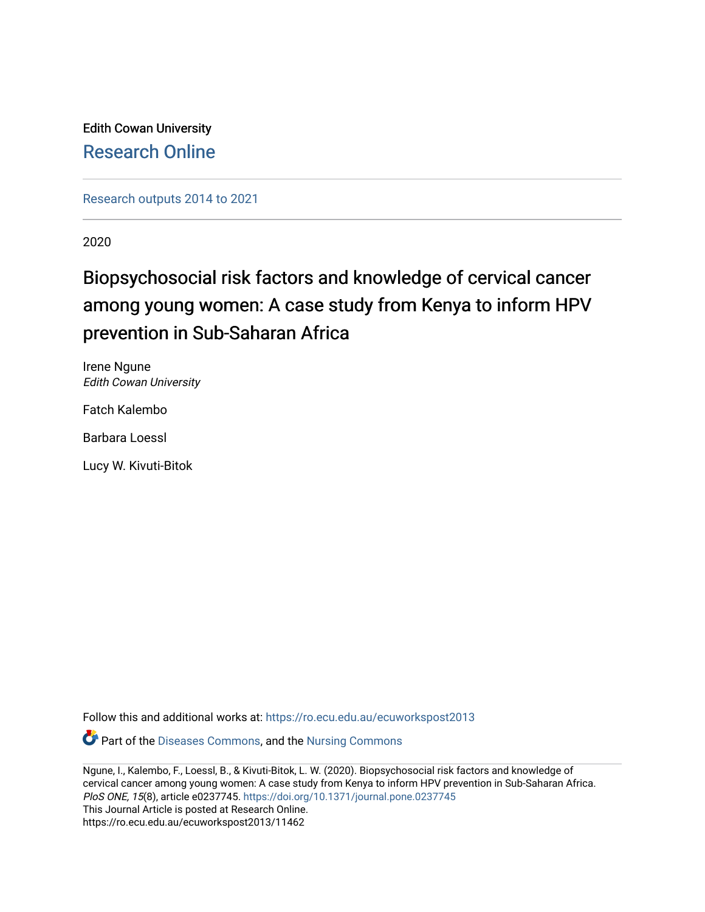Edith Cowan University

Research Online

Research outputs 2014 to 2021

2020

# Biopsychosocial risk factors and knowledge of cervical cancer among young women: A case study from Kenya to inform HPV prevention in Sub-Saharan Africa

Irene Ngune
*Edith Cowan University*

Fatch Kalembo

Barbara Loessl

Lucy W. Kivuti-Bitok

Follow this and additional works at: https://ro.ecu.edu.au/ecuworkspost2013

Part of the Diseases Commons, and the Nursing Commons

Ngune, I., Kalembo, F., Loessl, B., & Kivuti-Bitok, L. W. (2020). Biopsychosocial risk factors and knowledge of cervical cancer among young women: A case study from Kenya to inform HPV prevention in Sub-Saharan Africa. *PloS ONE, 15*(8), article e0237745. https://doi.org/10.1371/journal.pone.0237745
This Journal Article is posted at Research Online.
https://ro.ecu.edu.au/ecuworkspost2013/11462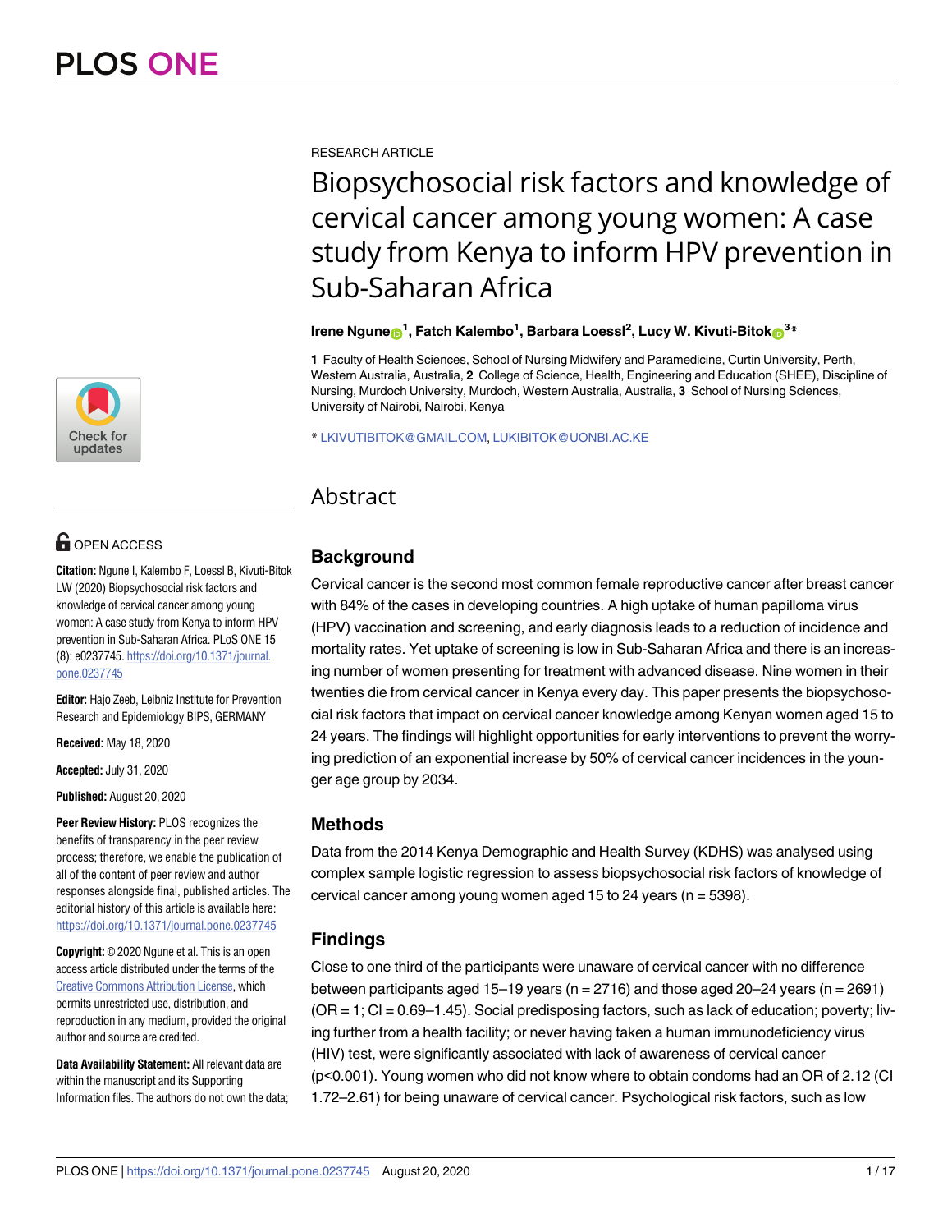RESEARCH ARTICLE

# Biopsychosocial risk factors and knowledge of cervical cancer among young women: A case study from Kenya to inform HPV prevention in Sub-Saharan Africa

**Irene Ngune[1], Fatch Kalembo[1], Barbara Loessl[2], Lucy W. Kivuti-Bitok[3]***

**1** Faculty of Health Sciences, School of Nursing Midwifery and Paramedicine, Curtin University, Perth, Western Australia, Australia, **2** College of Science, Health, Engineering and Education (SHEE), Discipline of Nursing, Murdoch University, Murdoch, Western Australia, Australia, **3** School of Nursing Sciences, University of Nairobi, Nairobi, Kenya

* LKIVUTIBITOK@GMAIL.COM, LUKIBITOK@UONBI.AC.KE

OPEN ACCESS

**Citation:** Ngune I, Kalembo F, Loessl B, Kivuti-Bitok LW (2020) Biopsychosocial risk factors and knowledge of cervical cancer among young women: A case study from Kenya to inform HPV prevention in Sub-Saharan Africa. PLoS ONE 15 (8): e0237745. https://doi.org/10.1371/journal.pone.0237745

**Editor:** Hajo Zeeb, Leibniz Institute for Prevention Research and Epidemiology BIPS, GERMANY

**Received:** May 18, 2020

**Accepted:** July 31, 2020

**Published:** August 20, 2020

**Peer Review History:** PLOS recognizes the benefits of transparency in the peer review process; therefore, we enable the publication of all of the content of peer review and author responses alongside final, published articles. The editorial history of this article is available here: https://doi.org/10.1371/journal.pone.0237745

**Copyright:** © 2020 Ngune et al. This is an open access article distributed under the terms of the Creative Commons Attribution License, which permits unrestricted use, distribution, and reproduction in any medium, provided the original author and source are credited.

**Data Availability Statement:** All relevant data are within the manuscript and its Supporting Information files. The authors do not own the data;

## Abstract

### Background

Cervical cancer is the second most common female reproductive cancer after breast cancer with 84% of the cases in developing countries. A high uptake of human papilloma virus (HPV) vaccination and screening, and early diagnosis leads to a reduction of incidence and mortality rates. Yet uptake of screening is low in Sub-Saharan Africa and there is an increasing number of women presenting for treatment with advanced disease. Nine women in their twenties die from cervical cancer in Kenya every day. This paper presents the biopsychosocial risk factors that impact on cervical cancer knowledge among Kenyan women aged 15 to 24 years. The findings will highlight opportunities for early interventions to prevent the worrying prediction of an exponential increase by 50% of cervical cancer incidences in the younger age group by 2034.

### Methods

Data from the 2014 Kenya Demographic and Health Survey (KDHS) was analysed using complex sample logistic regression to assess biopsychosocial risk factors of knowledge of cervical cancer among young women aged 15 to 24 years (n = 5398).

### Findings

Close to one third of the participants were unaware of cervical cancer with no difference between participants aged 15–19 years (n = 2716) and those aged 20–24 years (n = 2691) (OR = 1; CI = 0.69–1.45). Social predisposing factors, such as lack of education; poverty; living further from a health facility; or never having taken a human immunodeficiency virus (HIV) test, were significantly associated with lack of awareness of cervical cancer (p<0.001). Young women who did not know where to obtain condoms had an OR of 2.12 (CI 1.72–2.61) for being unaware of cervical cancer. Psychological risk factors, such as low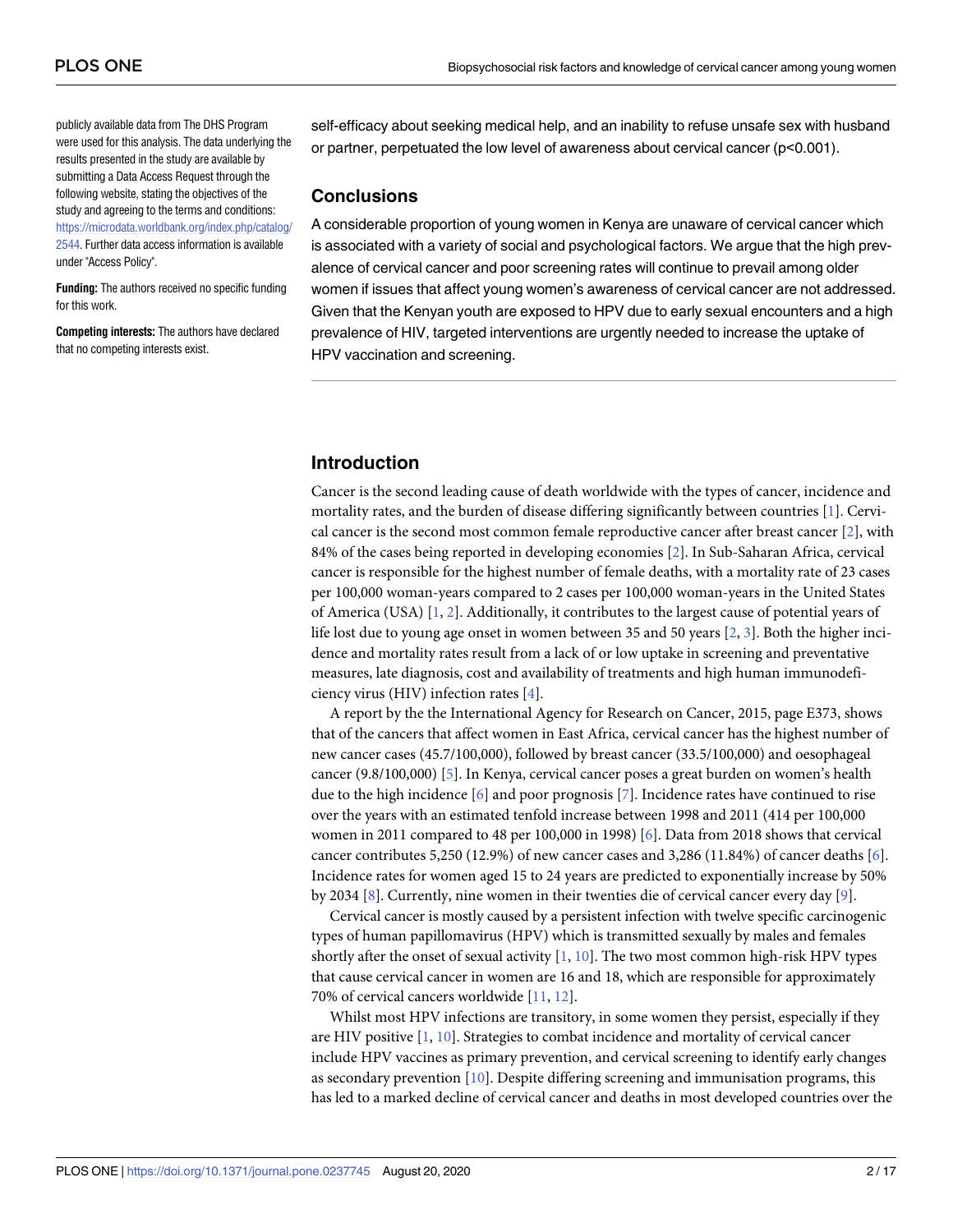publicly available data from The DHS Program were used for this analysis. The data underlying the results presented in the study are available by submitting a Data Access Request through the following website, stating the objectives of the study and agreeing to the terms and conditions: https://microdata.worldbank.org/index.php/catalog/2544. Further data access information is available under "Access Policy".

**Funding:** The authors received no specific funding for this work.

**Competing interests:** The authors have declared that no competing interests exist.

self-efficacy about seeking medical help, and an inability to refuse unsafe sex with husband or partner, perpetuated the low level of awareness about cervical cancer (p<0.001).

### Conclusions

A considerable proportion of young women in Kenya are unaware of cervical cancer which is associated with a variety of social and psychological factors. We argue that the high prevalence of cervical cancer and poor screening rates will continue to prevail among older women if issues that affect young women's awareness of cervical cancer are not addressed. Given that the Kenyan youth are exposed to HPV due to early sexual encounters and a high prevalence of HIV, targeted interventions are urgently needed to increase the uptake of HPV vaccination and screening.

## Introduction

Cancer is the second leading cause of death worldwide with the types of cancer, incidence and mortality rates, and the burden of disease differing significantly between countries [1]. Cervical cancer is the second most common female reproductive cancer after breast cancer [2], with 84% of the cases being reported in developing economies [2]. In Sub-Saharan Africa, cervical cancer is responsible for the highest number of female deaths, with a mortality rate of 23 cases per 100,000 woman-years compared to 2 cases per 100,000 woman-years in the United States of America (USA) [1, 2]. Additionally, it contributes to the largest cause of potential years of life lost due to young age onset in women between 35 and 50 years [2, 3]. Both the higher incidence and mortality rates result from a lack of or low uptake in screening and preventative measures, late diagnosis, cost and availability of treatments and high human immunodeficiency virus (HIV) infection rates [4].

A report by the the International Agency for Research on Cancer, 2015, page E373, shows that of the cancers that affect women in East Africa, cervical cancer has the highest number of new cancer cases (45.7/100,000), followed by breast cancer (33.5/100,000) and oesophageal cancer (9.8/100,000) [5]. In Kenya, cervical cancer poses a great burden on women's health due to the high incidence [6] and poor prognosis [7]. Incidence rates have continued to rise over the years with an estimated tenfold increase between 1998 and 2011 (414 per 100,000 women in 2011 compared to 48 per 100,000 in 1998) [6]. Data from 2018 shows that cervical cancer contributes 5,250 (12.9%) of new cancer cases and 3,286 (11.84%) of cancer deaths [6]. Incidence rates for women aged 15 to 24 years are predicted to exponentially increase by 50% by 2034 [8]. Currently, nine women in their twenties die of cervical cancer every day [9].

Cervical cancer is mostly caused by a persistent infection with twelve specific carcinogenic types of human papillomavirus (HPV) which is transmitted sexually by males and females shortly after the onset of sexual activity [1, 10]. The two most common high-risk HPV types that cause cervical cancer in women are 16 and 18, which are responsible for approximately 70% of cervical cancers worldwide [11, 12].

Whilst most HPV infections are transitory, in some women they persist, especially if they are HIV positive [1, 10]. Strategies to combat incidence and mortality of cervical cancer include HPV vaccines as primary prevention, and cervical screening to identify early changes as secondary prevention [10]. Despite differing screening and immunisation programs, this has led to a marked decline of cervical cancer and deaths in most developed countries over the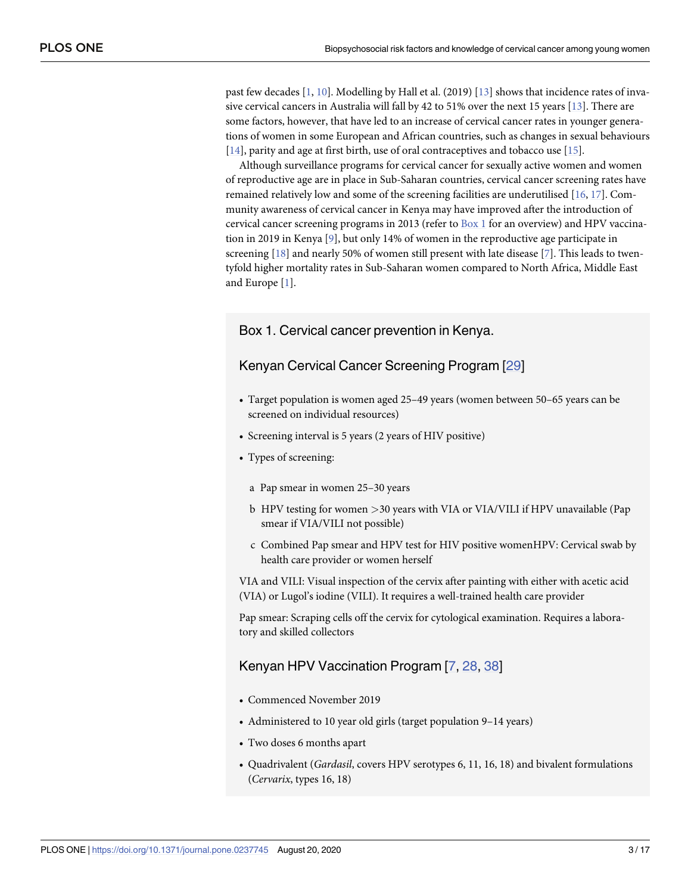past few decades [1, 10]. Modelling by Hall et al. (2019) [13] shows that incidence rates of invasive cervical cancers in Australia will fall by 42 to 51% over the next 15 years [13]. There are some factors, however, that have led to an increase of cervical cancer rates in younger generations of women in some European and African countries, such as changes in sexual behaviours [14], parity and age at first birth, use of oral contraceptives and tobacco use [15].

Although surveillance programs for cervical cancer for sexually active women and women of reproductive age are in place in Sub-Saharan countries, cervical cancer screening rates have remained relatively low and some of the screening facilities are underutilised [16, 17]. Community awareness of cervical cancer in Kenya may have improved after the introduction of cervical cancer screening programs in 2013 (refer to Box 1 for an overview) and HPV vaccination in 2019 in Kenya [9], but only 14% of women in the reproductive age participate in screening [18] and nearly 50% of women still present with late disease [7]. This leads to twentyfold higher mortality rates in Sub-Saharan women compared to North Africa, Middle East and Europe [1].

## Box 1. Cervical cancer prevention in Kenya.

### Kenyan Cervical Cancer Screening Program [29]

- Target population is women aged 25–49 years (women between 50–65 years can be screened on individual resources)
- Screening interval is 5 years (2 years of HIV positive)
- Types of screening:

  a. Pap smear in women 25–30 years
  b. HPV testing for women >30 years with VIA or VIA/VILI if HPV unavailable (Pap smear if VIA/VILI not possible)
  c. Combined Pap smear and HPV test for HIV positive womenHPV: Cervical swab by health care provider or women herself

VIA and VILI: Visual inspection of the cervix after painting with either with acetic acid (VIA) or Lugol's iodine (VILI). It requires a well-trained health care provider

Pap smear: Scraping cells off the cervix for cytological examination. Requires a laboratory and skilled collectors

### Kenyan HPV Vaccination Program [7, 28, 38]

- Commenced November 2019
- Administered to 10 year old girls (target population 9–14 years)
- Two doses 6 months apart
- Quadrivalent (*Gardasil*, covers HPV serotypes 6, 11, 16, 18) and bivalent formulations (*Cervarix*, types 16, 18)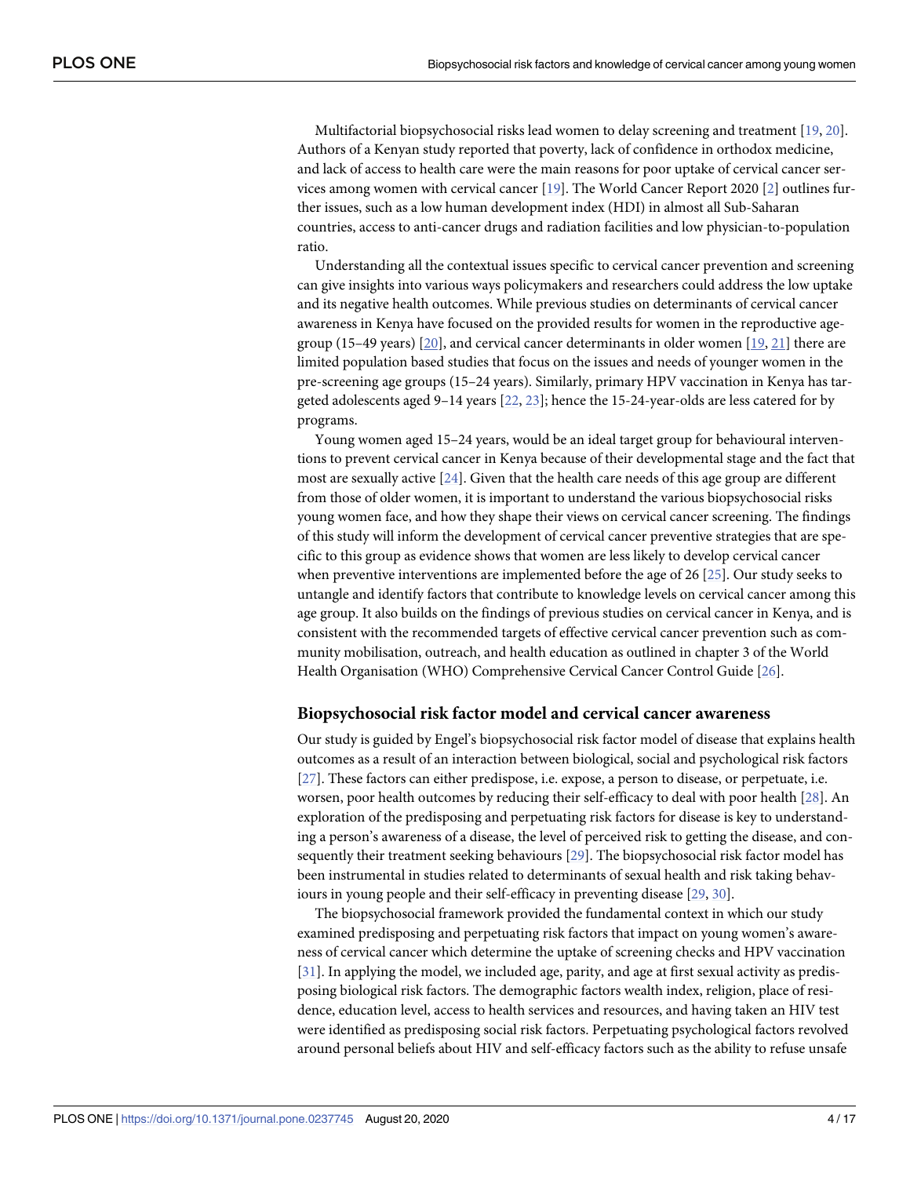Multifactorial biopsychosocial risks lead women to delay screening and treatment [19, 20]. Authors of a Kenyan study reported that poverty, lack of confidence in orthodox medicine, and lack of access to health care were the main reasons for poor uptake of cervical cancer services among women with cervical cancer [19]. The World Cancer Report 2020 [2] outlines further issues, such as a low human development index (HDI) in almost all Sub-Saharan countries, access to anti-cancer drugs and radiation facilities and low physician-to-population ratio.

Understanding all the contextual issues specific to cervical cancer prevention and screening can give insights into various ways policymakers and researchers could address the low uptake and its negative health outcomes. While previous studies on determinants of cervical cancer awareness in Kenya have focused on the provided results for women in the reproductive age-group (15–49 years) [20], and cervical cancer determinants in older women [19, 21] there are limited population based studies that focus on the issues and needs of younger women in the pre-screening age groups (15–24 years). Similarly, primary HPV vaccination in Kenya has targeted adolescents aged 9–14 years [22, 23]; hence the 15-24-year-olds are less catered for by programs.

Young women aged 15–24 years, would be an ideal target group for behavioural interventions to prevent cervical cancer in Kenya because of their developmental stage and the fact that most are sexually active [24]. Given that the health care needs of this age group are different from those of older women, it is important to understand the various biopsychosocial risks young women face, and how they shape their views on cervical cancer screening. The findings of this study will inform the development of cervical cancer preventive strategies that are specific to this group as evidence shows that women are less likely to develop cervical cancer when preventive interventions are implemented before the age of 26 [25]. Our study seeks to untangle and identify factors that contribute to knowledge levels on cervical cancer among this age group. It also builds on the findings of previous studies on cervical cancer in Kenya, and is consistent with the recommended targets of effective cervical cancer prevention such as community mobilisation, outreach, and health education as outlined in chapter 3 of the World Health Organisation (WHO) Comprehensive Cervical Cancer Control Guide [26].

## Biopsychosocial risk factor model and cervical cancer awareness

Our study is guided by Engel's biopsychosocial risk factor model of disease that explains health outcomes as a result of an interaction between biological, social and psychological risk factors [27]. These factors can either predispose, i.e. expose, a person to disease, or perpetuate, i.e. worsen, poor health outcomes by reducing their self-efficacy to deal with poor health [28]. An exploration of the predisposing and perpetuating risk factors for disease is key to understanding a person's awareness of a disease, the level of perceived risk to getting the disease, and consequently their treatment seeking behaviours [29]. The biopsychosocial risk factor model has been instrumental in studies related to determinants of sexual health and risk taking behaviours in young people and their self-efficacy in preventing disease [29, 30].

The biopsychosocial framework provided the fundamental context in which our study examined predisposing and perpetuating risk factors that impact on young women's awareness of cervical cancer which determine the uptake of screening checks and HPV vaccination [31]. In applying the model, we included age, parity, and age at first sexual activity as predisposing biological risk factors. The demographic factors wealth index, religion, place of residence, education level, access to health services and resources, and having taken an HIV test were identified as predisposing social risk factors. Perpetuating psychological factors revolved around personal beliefs about HIV and self-efficacy factors such as the ability to refuse unsafe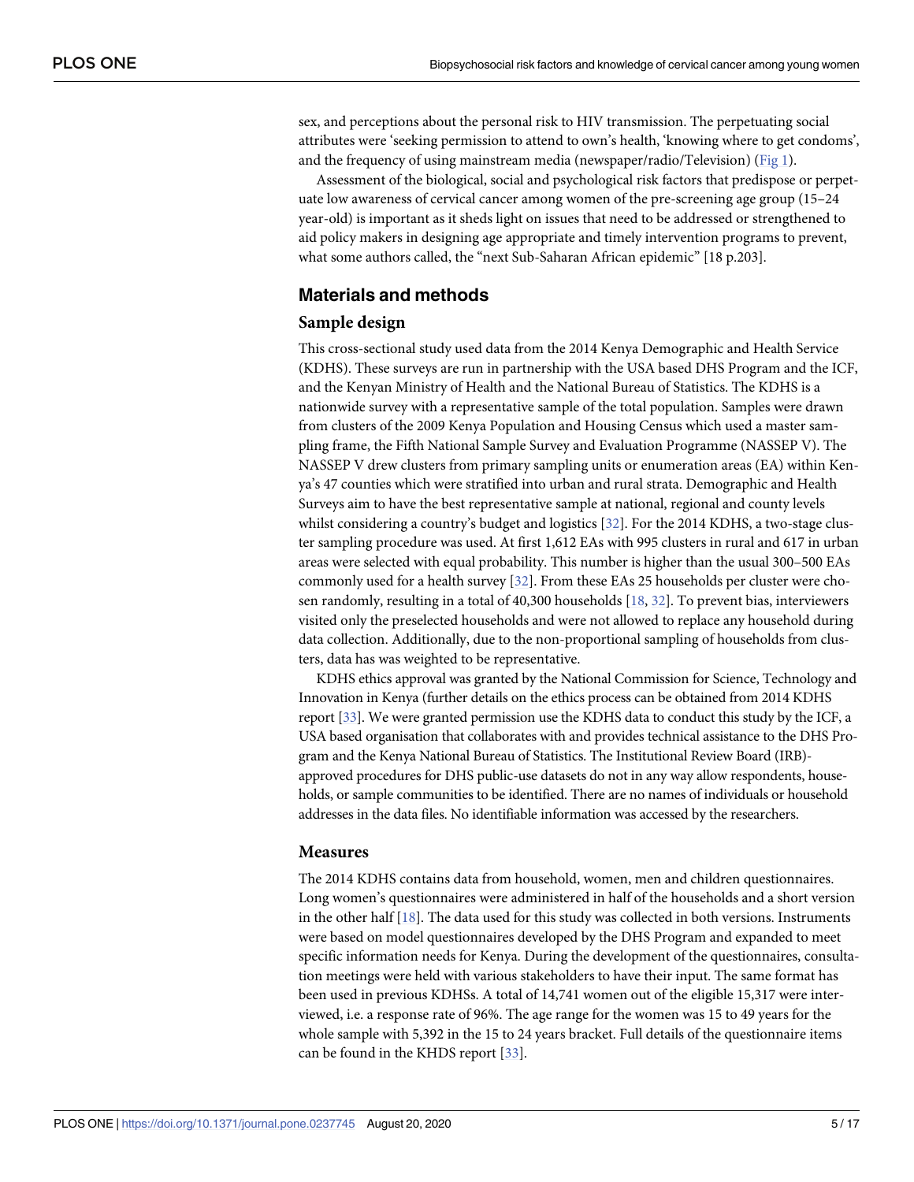sex, and perceptions about the personal risk to HIV transmission. The perpetuating social attributes were 'seeking permission to attend to own's health, 'knowing where to get condoms', and the frequency of using mainstream media (newspaper/radio/Television) (Fig 1).

Assessment of the biological, social and psychological risk factors that predispose or perpetuate low awareness of cervical cancer among women of the pre-screening age group (15–24 year-old) is important as it sheds light on issues that need to be addressed or strengthened to aid policy makers in designing age appropriate and timely intervention programs to prevent, what some authors called, the "next Sub-Saharan African epidemic" [18 p.203].

## Materials and methods

### Sample design

This cross-sectional study used data from the 2014 Kenya Demographic and Health Service (KDHS). These surveys are run in partnership with the USA based DHS Program and the ICF, and the Kenyan Ministry of Health and the National Bureau of Statistics. The KDHS is a nationwide survey with a representative sample of the total population. Samples were drawn from clusters of the 2009 Kenya Population and Housing Census which used a master sampling frame, the Fifth National Sample Survey and Evaluation Programme (NASSEP V). The NASSEP V drew clusters from primary sampling units or enumeration areas (EA) within Kenya's 47 counties which were stratified into urban and rural strata. Demographic and Health Surveys aim to have the best representative sample at national, regional and county levels whilst considering a country's budget and logistics [32]. For the 2014 KDHS, a two-stage cluster sampling procedure was used. At first 1,612 EAs with 995 clusters in rural and 617 in urban areas were selected with equal probability. This number is higher than the usual 300–500 EAs commonly used for a health survey [32]. From these EAs 25 households per cluster were chosen randomly, resulting in a total of 40,300 households [18, 32]. To prevent bias, interviewers visited only the preselected households and were not allowed to replace any household during data collection. Additionally, due to the non-proportional sampling of households from clusters, data has was weighted to be representative.

KDHS ethics approval was granted by the National Commission for Science, Technology and Innovation in Kenya (further details on the ethics process can be obtained from 2014 KDHS report [33]. We were granted permission use the KDHS data to conduct this study by the ICF, a USA based organisation that collaborates with and provides technical assistance to the DHS Program and the Kenya National Bureau of Statistics. The Institutional Review Board (IRB)-approved procedures for DHS public-use datasets do not in any way allow respondents, households, or sample communities to be identified. There are no names of individuals or household addresses in the data files. No identifiable information was accessed by the researchers.

### Measures

The 2014 KDHS contains data from household, women, men and children questionnaires. Long women's questionnaires were administered in half of the households and a short version in the other half [18]. The data used for this study was collected in both versions. Instruments were based on model questionnaires developed by the DHS Program and expanded to meet specific information needs for Kenya. During the development of the questionnaires, consultation meetings were held with various stakeholders to have their input. The same format has been used in previous KDHSs. A total of 14,741 women out of the eligible 15,317 were interviewed, i.e. a response rate of 96%. The age range for the women was 15 to 49 years for the whole sample with 5,392 in the 15 to 24 years bracket. Full details of the questionnaire items can be found in the KHDS report [33].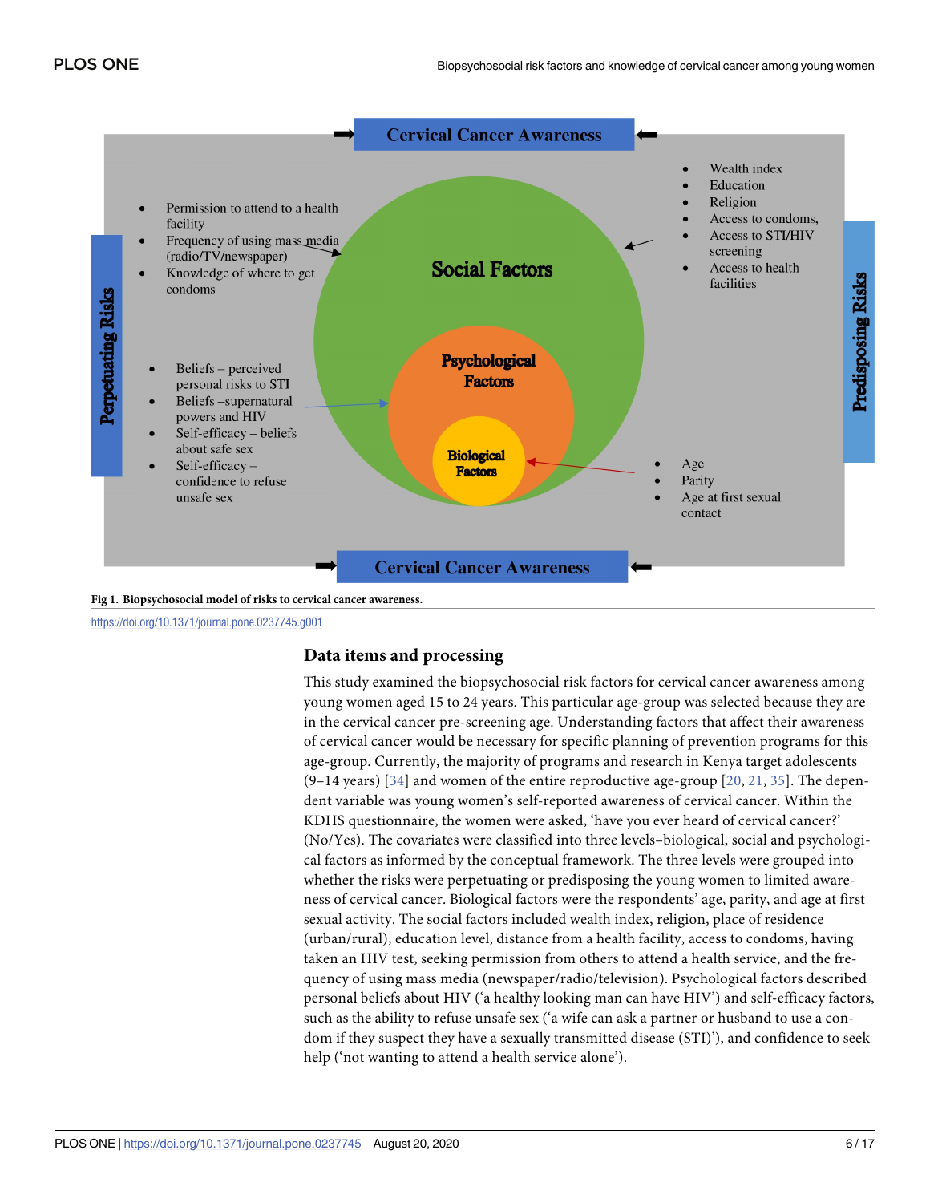Fig 1. Biopsychosocial model of risks to cervical cancer awareness.

https://doi.org/10.1371/journal.pone.0237745.g001

## Data items and processing

This study examined the biopsychosocial risk factors for cervical cancer awareness among young women aged 15 to 24 years. This particular age-group was selected because they are in the cervical cancer pre-screening age. Understanding factors that affect their awareness of cervical cancer would be necessary for specific planning of prevention programs for this age-group. Currently, the majority of programs and research in Kenya target adolescents (9–14 years) [34] and women of the entire reproductive age-group [20, 21, 35]. The dependent variable was young women's self-reported awareness of cervical cancer. Within the KDHS questionnaire, the women were asked, 'have you ever heard of cervical cancer?' (No/Yes). The covariates were classified into three levels–biological, social and psychological factors as informed by the conceptual framework. The three levels were grouped into whether the risks were perpetuating or predisposing the young women to limited awareness of cervical cancer. Biological factors were the respondents' age, parity, and age at first sexual activity. The social factors included wealth index, religion, place of residence (urban/rural), education level, distance from a health facility, access to condoms, having taken an HIV test, seeking permission from others to attend a health service, and the frequency of using mass media (newspaper/radio/television). Psychological factors described personal beliefs about HIV ('a healthy looking man can have HIV') and self-efficacy factors, such as the ability to refuse unsafe sex ('a wife can ask a partner or husband to use a condom if they suspect they have a sexually transmitted disease (STI)'), and confidence to seek help ('not wanting to attend a health service alone').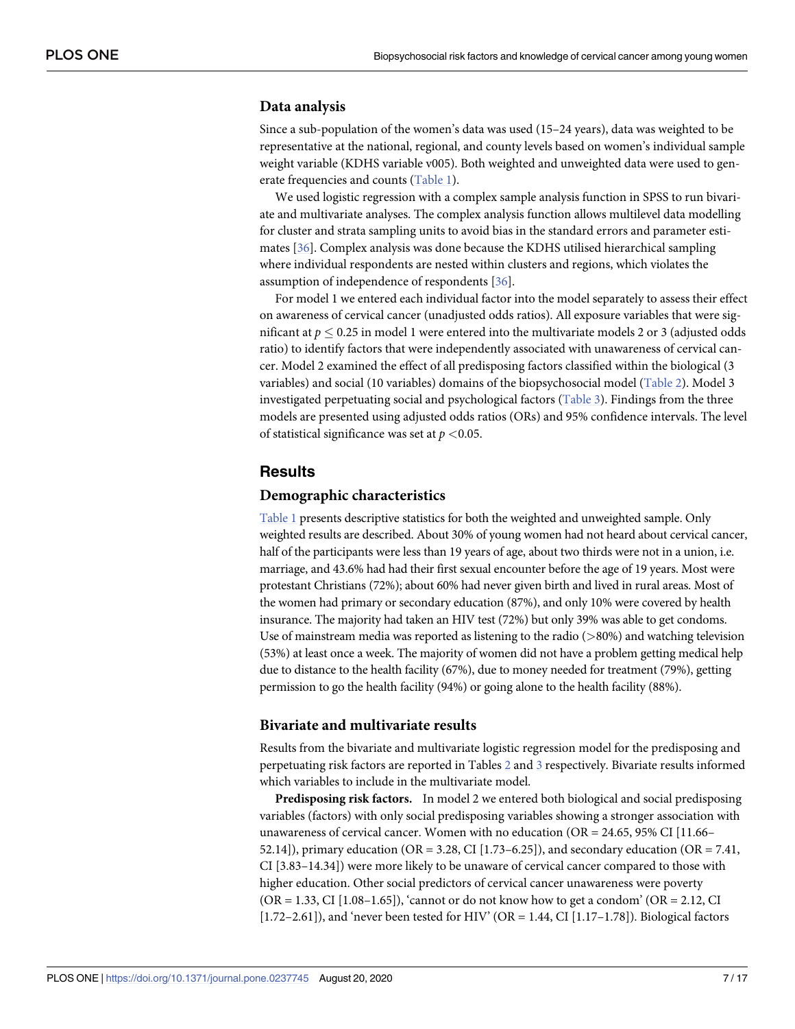### Data analysis

Since a sub-population of the women's data was used (15–24 years), data was weighted to be representative at the national, regional, and county levels based on women's individual sample weight variable (KDHS variable v005). Both weighted and unweighted data were used to generate frequencies and counts (Table 1).

We used logistic regression with a complex sample analysis function in SPSS to run bivariate and multivariate analyses. The complex analysis function allows multilevel data modelling for cluster and strata sampling units to avoid bias in the standard errors and parameter estimates [36]. Complex analysis was done because the KDHS utilised hierarchical sampling where individual respondents are nested within clusters and regions, which violates the assumption of independence of respondents [36].

For model 1 we entered each individual factor into the model separately to assess their effect on awareness of cervical cancer (unadjusted odds ratios). All exposure variables that were significant at $p \leq 0.25$ in model 1 were entered into the multivariate models 2 or 3 (adjusted odds ratio) to identify factors that were independently associated with unawareness of cervical cancer. Model 2 examined the effect of all predisposing factors classified within the biological (3 variables) and social (10 variables) domains of the biopsychosocial model (Table 2). Model 3 investigated perpetuating social and psychological factors (Table 3). Findings from the three models are presented using adjusted odds ratios (ORs) and 95% confidence intervals. The level of statistical significance was set at $p < 0.05$.

## Results

### Demographic characteristics

Table 1 presents descriptive statistics for both the weighted and unweighted sample. Only weighted results are described. About 30% of young women had not heard about cervical cancer, half of the participants were less than 19 years of age, about two thirds were not in a union, i.e. marriage, and 43.6% had had their first sexual encounter before the age of 19 years. Most were protestant Christians (72%); about 60% had never given birth and lived in rural areas. Most of the women had primary or secondary education (87%), and only 10% were covered by health insurance. The majority had taken an HIV test (72%) but only 39% was able to get condoms. Use of mainstream media was reported as listening to the radio (>80%) and watching television (53%) at least once a week. The majority of women did not have a problem getting medical help due to distance to the health facility (67%), due to money needed for treatment (79%), getting permission to go the health facility (94%) or going alone to the health facility (88%).

### Bivariate and multivariate results

Results from the bivariate and multivariate logistic regression model for the predisposing and perpetuating risk factors are reported in Tables 2 and 3 respectively. Bivariate results informed which variables to include in the multivariate model.

**Predisposing risk factors.** In model 2 we entered both biological and social predisposing variables (factors) with only social predisposing variables showing a stronger association with unawareness of cervical cancer. Women with no education (OR = 24.65, 95% CI [11.66–52.14]), primary education (OR = 3.28, CI [1.73–6.25]), and secondary education (OR = 7.41, CI [3.83–14.34]) were more likely to be unaware of cervical cancer compared to those with higher education. Other social predictors of cervical cancer unawareness were poverty (OR = 1.33, CI [1.08–1.65]), 'cannot or do not know how to get a condom' (OR = 2.12, CI [1.72–2.61]), and 'never been tested for HIV' (OR = 1.44, CI [1.17–1.78]). Biological factors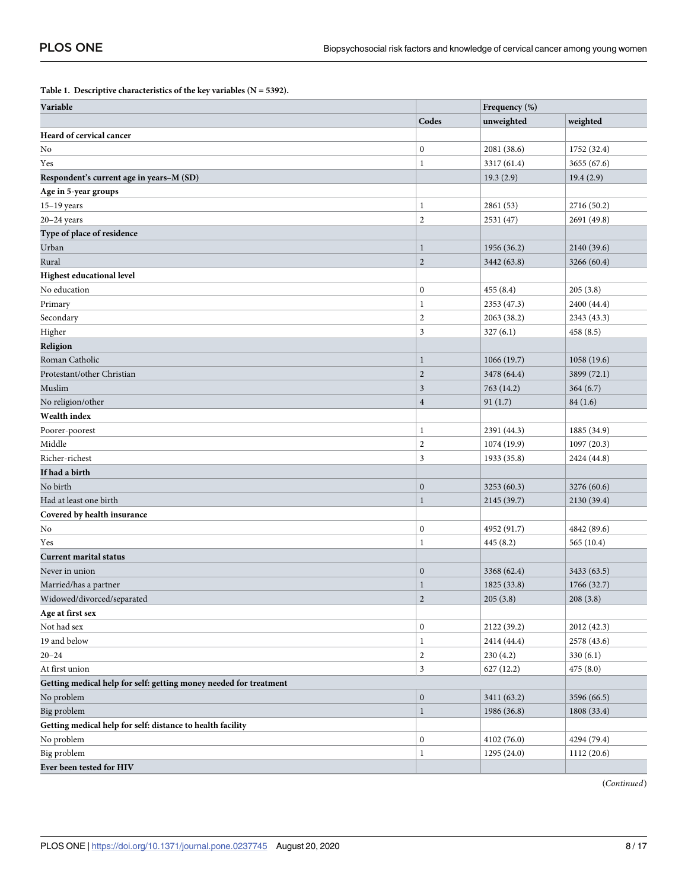**Table 1. Descriptive characteristics of the key variables (N = 5392).**

| Variable | | Frequency (%) | |
|---|---|---|---|
| | Codes | unweighted | weighted |
| **Heard of cervical cancer** | | | |
| No | 0 | 2081 (38.6) | 1752 (32.4) |
| Yes | 1 | 3317 (61.4) | 3655 (67.6) |
| **Respondent's current age in years–M (SD)** | | 19.3 (2.9) | 19.4 (2.9) |
| **Age in 5-year groups** | | | |
| 15–19 years | 1 | 2861 (53) | 2716 (50.2) |
| 20–24 years | 2 | 2531 (47) | 2691 (49.8) |
| **Type of place of residence** | | | |
| Urban | 1 | 1956 (36.2) | 2140 (39.6) |
| Rural | 2 | 3442 (63.8) | 3266 (60.4) |
| **Highest educational level** | | | |
| No education | 0 | 455 (8.4) | 205 (3.8) |
| Primary | 1 | 2353 (47.3) | 2400 (44.4) |
| Secondary | 2 | 2063 (38.2) | 2343 (43.3) |
| Higher | 3 | 327 (6.1) | 458 (8.5) |
| **Religion** | | | |
| Roman Catholic | 1 | 1066 (19.7) | 1058 (19.6) |
| Protestant/other Christian | 2 | 3478 (64.4) | 3899 (72.1) |
| Muslim | 3 | 763 (14.2) | 364 (6.7) |
| No religion/other | 4 | 91 (1.7) | 84 (1.6) |
| **Wealth index** | | | |
| Poorer-poorest | 1 | 2391 (44.3) | 1885 (34.9) |
| Middle | 2 | 1074 (19.9) | 1097 (20.3) |
| Richer-richest | 3 | 1933 (35.8) | 2424 (44.8) |
| **If had a birth** | | | |
| No birth | 0 | 3253 (60.3) | 3276 (60.6) |
| Had at least one birth | 1 | 2145 (39.7) | 2130 (39.4) |
| **Covered by health insurance** | | | |
| No | 0 | 4952 (91.7) | 4842 (89.6) |
| Yes | 1 | 445 (8.2) | 565 (10.4) |
| **Current marital status** | | | |
| Never in union | 0 | 3368 (62.4) | 3433 (63.5) |
| Married/has a partner | 1 | 1825 (33.8) | 1766 (32.7) |
| Widowed/divorced/separated | 2 | 205 (3.8) | 208 (3.8) |
| **Age at first sex** | | | |
| Not had sex | 0 | 2122 (39.2) | 2012 (42.3) |
| 19 and below | 1 | 2414 (44.4) | 2578 (43.6) |
| 20–24 | 2 | 230 (4.2) | 330 (6.1) |
| At first union | 3 | 627 (12.2) | 475 (8.0) |
| **Getting medical help for self: getting money needed for treatment** | | | |
| No problem | 0 | 3411 (63.2) | 3596 (66.5) |
| Big problem | 1 | 1986 (36.8) | 1808 (33.4) |
| **Getting medical help for self: distance to health facility** | | | |
| No problem | 0 | 4102 (76.0) | 4294 (79.4) |
| Big problem | 1 | 1295 (24.0) | 1112 (20.6) |
| **Ever been tested for HIV** | | | |

(*Continued*)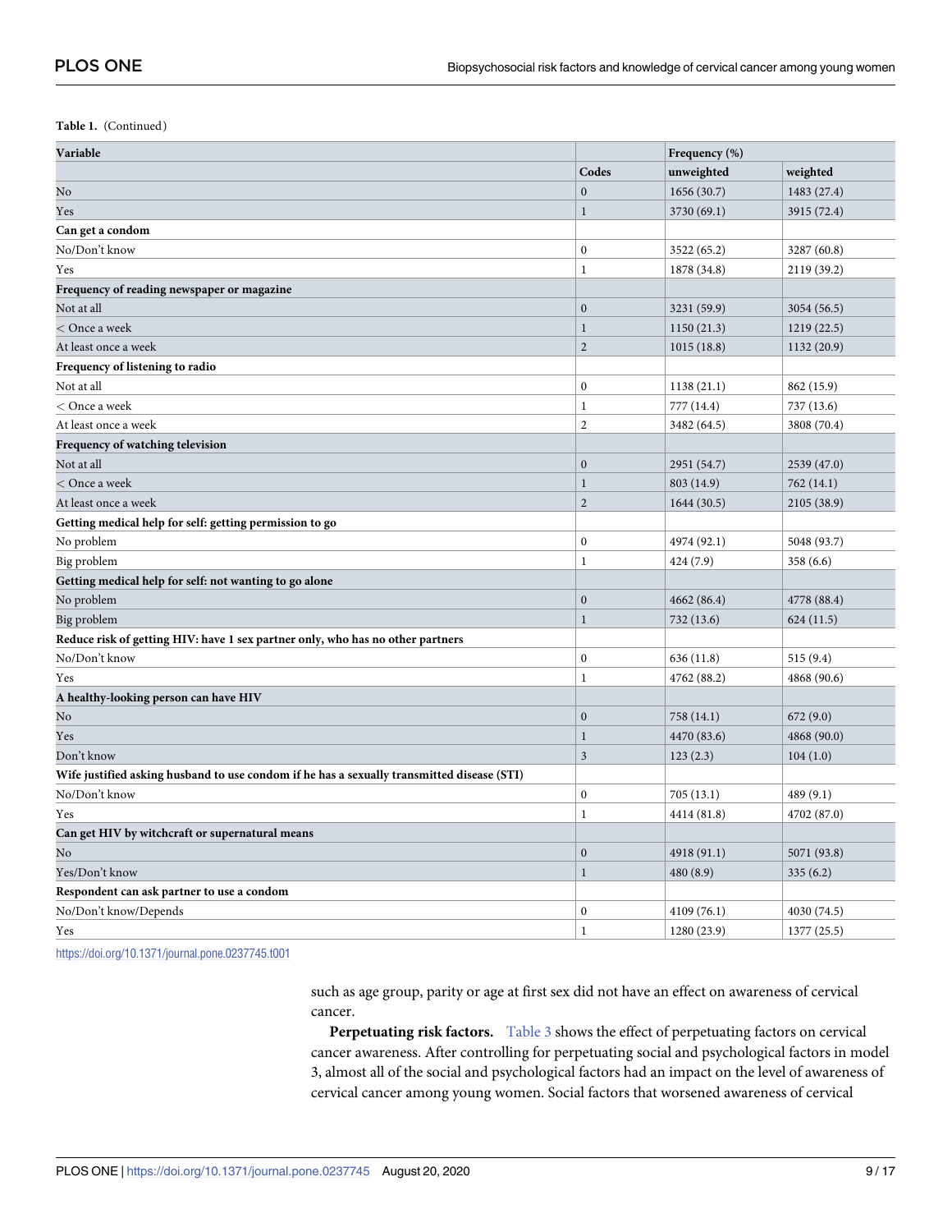**Table 1.** (Continued)

| Variable | Codes | Frequency (%) | |
|---|---|---|---|
| | | unweighted | weighted |
| No | 0 | 1656 (30.7) | 1483 (27.4) |
| Yes | 1 | 3730 (69.1) | 3915 (72.4) |
| **Can get a condom** | | | |
| No/Don't know | 0 | 3522 (65.2) | 3287 (60.8) |
| Yes | 1 | 1878 (34.8) | 2119 (39.2) |
| **Frequency of reading newspaper or magazine** | | | |
| Not at all | 0 | 3231 (59.9) | 3054 (56.5) |
| < Once a week | 1 | 1150 (21.3) | 1219 (22.5) |
| At least once a week | 2 | 1015 (18.8) | 1132 (20.9) |
| **Frequency of listening to radio** | | | |
| Not at all | 0 | 1138 (21.1) | 862 (15.9) |
| < Once a week | 1 | 777 (14.4) | 737 (13.6) |
| At least once a week | 2 | 3482 (64.5) | 3808 (70.4) |
| **Frequency of watching television** | | | |
| Not at all | 0 | 2951 (54.7) | 2539 (47.0) |
| < Once a week | 1 | 803 (14.9) | 762 (14.1) |
| At least once a week | 2 | 1644 (30.5) | 2105 (38.9) |
| **Getting medical help for self: getting permission to go** | | | |
| No problem | 0 | 4974 (92.1) | 5048 (93.7) |
| Big problem | 1 | 424 (7.9) | 358 (6.6) |
| **Getting medical help for self: not wanting to go alone** | | | |
| No problem | 0 | 4662 (86.4) | 4778 (88.4) |
| Big problem | 1 | 732 (13.6) | 624 (11.5) |
| **Reduce risk of getting HIV: have 1 sex partner only, who has no other partners** | | | |
| No/Don't know | 0 | 636 (11.8) | 515 (9.4) |
| Yes | 1 | 4762 (88.2) | 4868 (90.6) |
| **A healthy-looking person can have HIV** | | | |
| No | 0 | 758 (14.1) | 672 (9.0) |
| Yes | 1 | 4470 (83.6) | 4868 (90.0) |
| Don't know | 3 | 123 (2.3) | 104 (1.0) |
| **Wife justified asking husband to use condom if he has a sexually transmitted disease (STI)** | | | |
| No/Don't know | 0 | 705 (13.1) | 489 (9.1) |
| Yes | 1 | 4414 (81.8) | 4702 (87.0) |
| **Can get HIV by witchcraft or supernatural means** | | | |
| No | 0 | 4918 (91.1) | 5071 (93.8) |
| Yes/Don't know | 1 | 480 (8.9) | 335 (6.2) |
| **Respondent can ask partner to use a condom** | | | |
| No/Don't know/Depends | 0 | 4109 (76.1) | 4030 (74.5) |
| Yes | 1 | 1280 (23.9) | 1377 (25.5) |

https://doi.org/10.1371/journal.pone.0237745.t001

such as age group, parity or age at first sex did not have an effect on awareness of cervical cancer.

**Perpetuating risk factors.** Table 3 shows the effect of perpetuating factors on cervical cancer awareness. After controlling for perpetuating social and psychological factors in model 3, almost all of the social and psychological factors had an impact on the level of awareness of cervical cancer among young women. Social factors that worsened awareness of cervical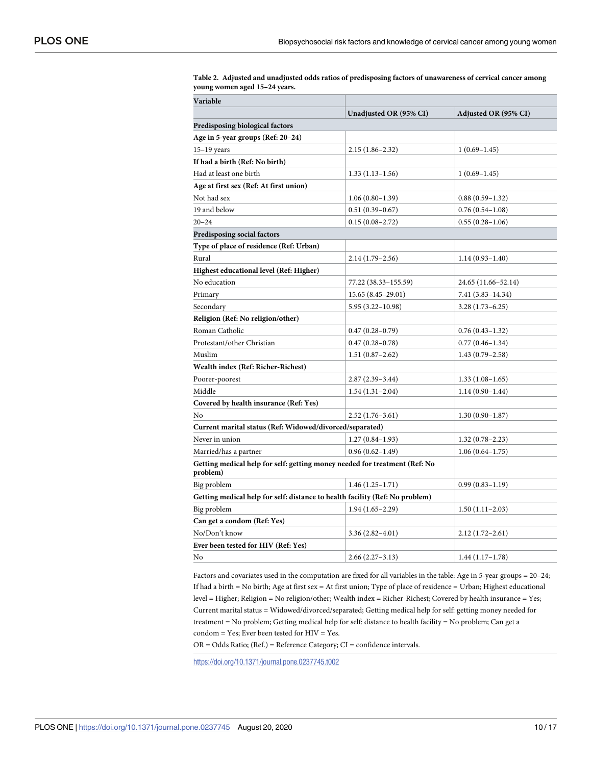**Table 2. Adjusted and unadjusted odds ratios of predisposing factors of unawareness of cervical cancer among young women aged 15–24 years.**

| Variable | | |
|---|---|---|
| | Unadjusted OR (95% CI) | Adjusted OR (95% CI) |
| **Predisposing biological factors** | | |
| **Age in 5-year groups (Ref: 20–24)** | | |
| 15–19 years | 2.15 (1.86–2.32) | 1 (0.69–1.45) |
| **If had a birth (Ref: No birth)** | | |
| Had at least one birth | 1.33 (1.13–1.56) | 1 (0.69–1.45) |
| **Age at first sex (Ref: At first union)** | | |
| Not had sex | 1.06 (0.80–1.39) | 0.88 (0.59–1.32) |
| 19 and below | 0.51 (0.39–0.67) | 0.76 (0.54–1.08) |
| 20–24 | 0.15 (0.08–2.72) | 0.55 (0.28–1.06) |
| **Predisposing social factors** | | |
| **Type of place of residence (Ref: Urban)** | | |
| Rural | 2.14 (1.79–2.56) | 1.14 (0.93–1.40) |
| **Highest educational level (Ref: Higher)** | | |
| No education | 77.22 (38.33–155.59) | 24.65 (11.66–52.14) |
| Primary | 15.65 (8.45–29.01) | 7.41 (3.83–14.34) |
| Secondary | 5.95 (3.22–10.98) | 3.28 (1.73–6.25) |
| **Religion (Ref: No religion/other)** | | |
| Roman Catholic | 0.47 (0.28–0.79) | 0.76 (0.43–1.32) |
| Protestant/other Christian | 0.47 (0.28–0.78) | 0.77 (0.46–1.34) |
| Muslim | 1.51 (0.87–2.62) | 1.43 (0.79–2.58) |
| **Wealth index (Ref: Richer-Richest)** | | |
| Poorer-poorest | 2.87 (2.39–3.44) | 1.33 (1.08–1.65) |
| Middle | 1.54 (1.31–2.04) | 1.14 (0.90–1.44) |
| **Covered by health insurance (Ref: Yes)** | | |
| No | 2.52 (1.76–3.61) | 1.30 (0.90–1.87) |
| **Current marital status (Ref: Widowed/divorced/separated)** | | |
| Never in union | 1.27 (0.84–1.93) | 1.32 (0.78–2.23) |
| Married/has a partner | 0.96 (0.62–1.49) | 1.06 (0.64–1.75) |
| **Getting medical help for self: getting money needed for treatment (Ref: No problem)** | | |
| Big problem | 1.46 (1.25–1.71) | 0.99 (0.83–1.19) |
| **Getting medical help for self: distance to health facility (Ref: No problem)** | | |
| Big problem | 1.94 (1.65–2.29) | 1.50 (1.11–2.03) |
| **Can get a condom (Ref: Yes)** | | |
| No/Don't know | 3.36 (2.82–4.01) | 2.12 (1.72–2.61) |
| **Ever been tested for HIV (Ref: Yes)** | | |
| No | 2.66 (2.27–3.13) | 1.44 (1.17–1.78) |

Factors and covariates used in the computation are fixed for all variables in the table: Age in 5-year groups = 20–24; If had a birth = No birth; Age at first sex = At first union; Type of place of residence = Urban; Highest educational level = Higher; Religion = No religion/other; Wealth index = Richer-Richest; Covered by health insurance = Yes; Current marital status = Widowed/divorced/separated; Getting medical help for self: getting money needed for treatment = No problem; Getting medical help for self: distance to health facility = No problem; Can get a condom = Yes; Ever been tested for HIV = Yes.

OR = Odds Ratio; (Ref.) = Reference Category; CI = confidence intervals.

https://doi.org/10.1371/journal.pone.0237745.t002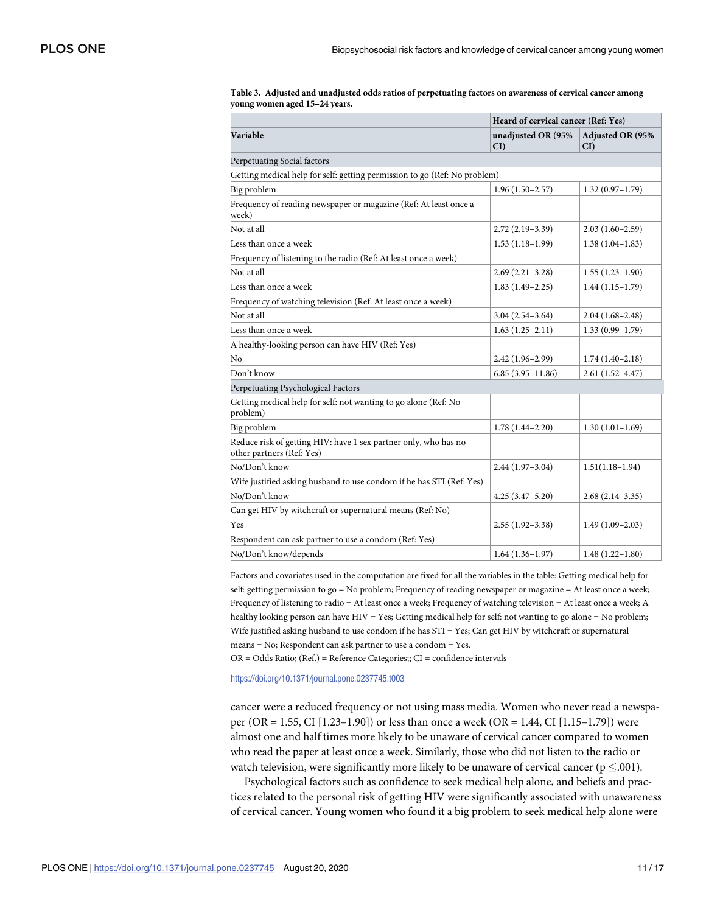**Table 3. Adjusted and unadjusted odds ratios of perpetuating factors on awareness of cervical cancer among young women aged 15–24 years.**

| | Heard of cervical cancer (Ref: Yes) | |
|---|---|---|
| **Variable** | **unadjusted OR (95% CI)** | **Adjusted OR (95% CI)** |
| Perpetuating Social factors | | |
| Getting medical help for self: getting permission to go (Ref: No problem) | | |
| Big problem | 1.96 (1.50–2.57) | 1.32 (0.97–1.79) |
| Frequency of reading newspaper or magazine (Ref: At least once a week) | | |
| Not at all | 2.72 (2.19–3.39) | 2.03 (1.60–2.59) |
| Less than once a week | 1.53 (1.18–1.99) | 1.38 (1.04–1.83) |
| Frequency of listening to the radio (Ref: At least once a week) | | |
| Not at all | 2.69 (2.21–3.28) | 1.55 (1.23–1.90) |
| Less than once a week | 1.83 (1.49–2.25) | 1.44 (1.15–1.79) |
| Frequency of watching television (Ref: At least once a week) | | |
| Not at all | 3.04 (2.54–3.64) | 2.04 (1.68–2.48) |
| Less than once a week | 1.63 (1.25–2.11) | 1.33 (0.99–1.79) |
| A healthy-looking person can have HIV (Ref: Yes) | | |
| No | 2.42 (1.96–2.99) | 1.74 (1.40–2.18) |
| Don't know | 6.85 (3.95–11.86) | 2.61 (1.52–4.47) |
| Perpetuating Psychological Factors | | |
| Getting medical help for self: not wanting to go alone (Ref: No problem) | | |
| Big problem | 1.78 (1.44–2.20) | 1.30 (1.01–1.69) |
| Reduce risk of getting HIV: have 1 sex partner only, who has no other partners (Ref: Yes) | | |
| No/Don't know | 2.44 (1.97–3.04) | 1.51(1.18–1.94) |
| Wife justified asking husband to use condom if he has STI (Ref: Yes) | | |
| No/Don't know | 4.25 (3.47–5.20) | 2.68 (2.14–3.35) |
| Can get HIV by witchcraft or supernatural means (Ref: No) | | |
| Yes | 2.55 (1.92–3.38) | 1.49 (1.09–2.03) |
| Respondent can ask partner to use a condom (Ref: Yes) | | |
| No/Don't know/depends | 1.64 (1.36–1.97) | 1.48 (1.22–1.80) |

Factors and covariates used in the computation are fixed for all the variables in the table: Getting medical help for self: getting permission to go = No problem; Frequency of reading newspaper or magazine = At least once a week; Frequency of listening to radio = At least once a week; Frequency of watching television = At least once a week; A healthy looking person can have HIV = Yes; Getting medical help for self: not wanting to go alone = No problem; Wife justified asking husband to use condom if he has STI = Yes; Can get HIV by witchcraft or supernatural means = No; Respondent can ask partner to use a condom = Yes.

OR = Odds Ratio; (Ref.) = Reference Categories;; CI = confidence intervals

https://doi.org/10.1371/journal.pone.0237745.t003

cancer were a reduced frequency or not using mass media. Women who never read a newspaper (OR = 1.55, CI [1.23–1.90]) or less than once a week (OR = 1.44, CI [1.15–1.79]) were almost one and half times more likely to be unaware of cervical cancer compared to women who read the paper at least once a week. Similarly, those who did not listen to the radio or watch television, were significantly more likely to be unaware of cervical cancer ($p \leq .001$).

Psychological factors such as confidence to seek medical help alone, and beliefs and practices related to the personal risk of getting HIV were significantly associated with unawareness of cervical cancer. Young women who found it a big problem to seek medical help alone were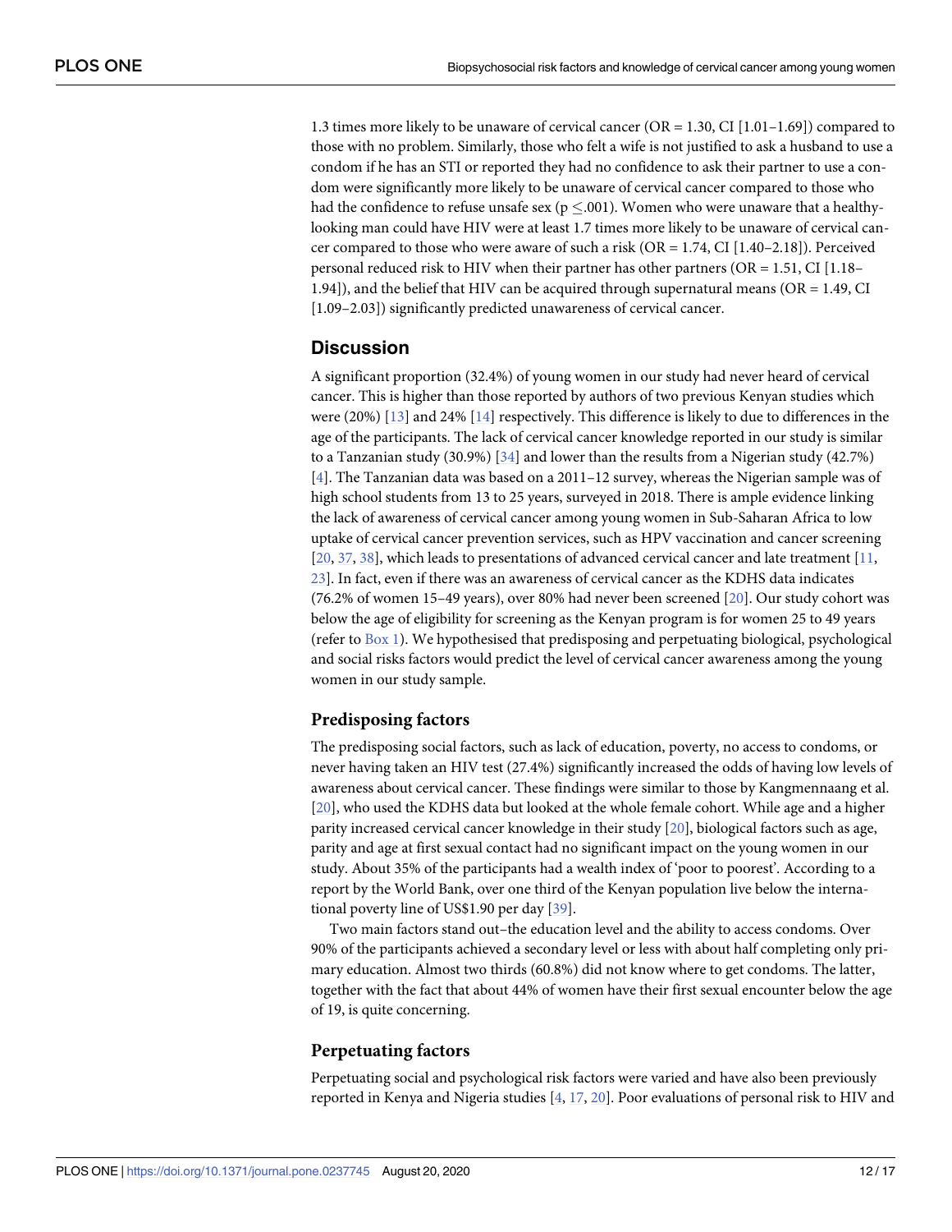1.3 times more likely to be unaware of cervical cancer (OR = 1.30, CI [1.01–1.69]) compared to those with no problem. Similarly, those who felt a wife is not justified to ask a husband to use a condom if he has an STI or reported they had no confidence to ask their partner to use a condom were significantly more likely to be unaware of cervical cancer compared to those who had the confidence to refuse unsafe sex ($p \leq .001$). Women who were unaware that a healthy-looking man could have HIV were at least 1.7 times more likely to be unaware of cervical cancer compared to those who were aware of such a risk (OR = 1.74, CI [1.40–2.18]). Perceived personal reduced risk to HIV when their partner has other partners (OR = 1.51, CI [1.18–1.94]), and the belief that HIV can be acquired through supernatural means (OR = 1.49, CI [1.09–2.03]) significantly predicted unawareness of cervical cancer.

## Discussion

A significant proportion (32.4%) of young women in our study had never heard of cervical cancer. This is higher than those reported by authors of two previous Kenyan studies which were (20%) [13] and 24% [14] respectively. This difference is likely to due to differences in the age of the participants. The lack of cervical cancer knowledge reported in our study is similar to a Tanzanian study (30.9%) [34] and lower than the results from a Nigerian study (42.7%) [4]. The Tanzanian data was based on a 2011–12 survey, whereas the Nigerian sample was of high school students from 13 to 25 years, surveyed in 2018. There is ample evidence linking the lack of awareness of cervical cancer among young women in Sub-Saharan Africa to low uptake of cervical cancer prevention services, such as HPV vaccination and cancer screening [20, 37, 38], which leads to presentations of advanced cervical cancer and late treatment [11, 23]. In fact, even if there was an awareness of cervical cancer as the KDHS data indicates (76.2% of women 15–49 years), over 80% had never been screened [20]. Our study cohort was below the age of eligibility for screening as the Kenyan program is for women 25 to 49 years (refer to Box 1). We hypothesised that predisposing and perpetuating biological, psychological and social risks factors would predict the level of cervical cancer awareness among the young women in our study sample.

### Predisposing factors

The predisposing social factors, such as lack of education, poverty, no access to condoms, or never having taken an HIV test (27.4%) significantly increased the odds of having low levels of awareness about cervical cancer. These findings were similar to those by Kangmennaang et al. [20], who used the KDHS data but looked at the whole female cohort. While age and a higher parity increased cervical cancer knowledge in their study [20], biological factors such as age, parity and age at first sexual contact had no significant impact on the young women in our study. About 35% of the participants had a wealth index of 'poor to poorest'. According to a report by the World Bank, over one third of the Kenyan population live below the international poverty line of US$1.90 per day [39].

Two main factors stand out–the education level and the ability to access condoms. Over 90% of the participants achieved a secondary level or less with about half completing only primary education. Almost two thirds (60.8%) did not know where to get condoms. The latter, together with the fact that about 44% of women have their first sexual encounter below the age of 19, is quite concerning.

### Perpetuating factors

Perpetuating social and psychological risk factors were varied and have also been previously reported in Kenya and Nigeria studies [4, 17, 20]. Poor evaluations of personal risk to HIV and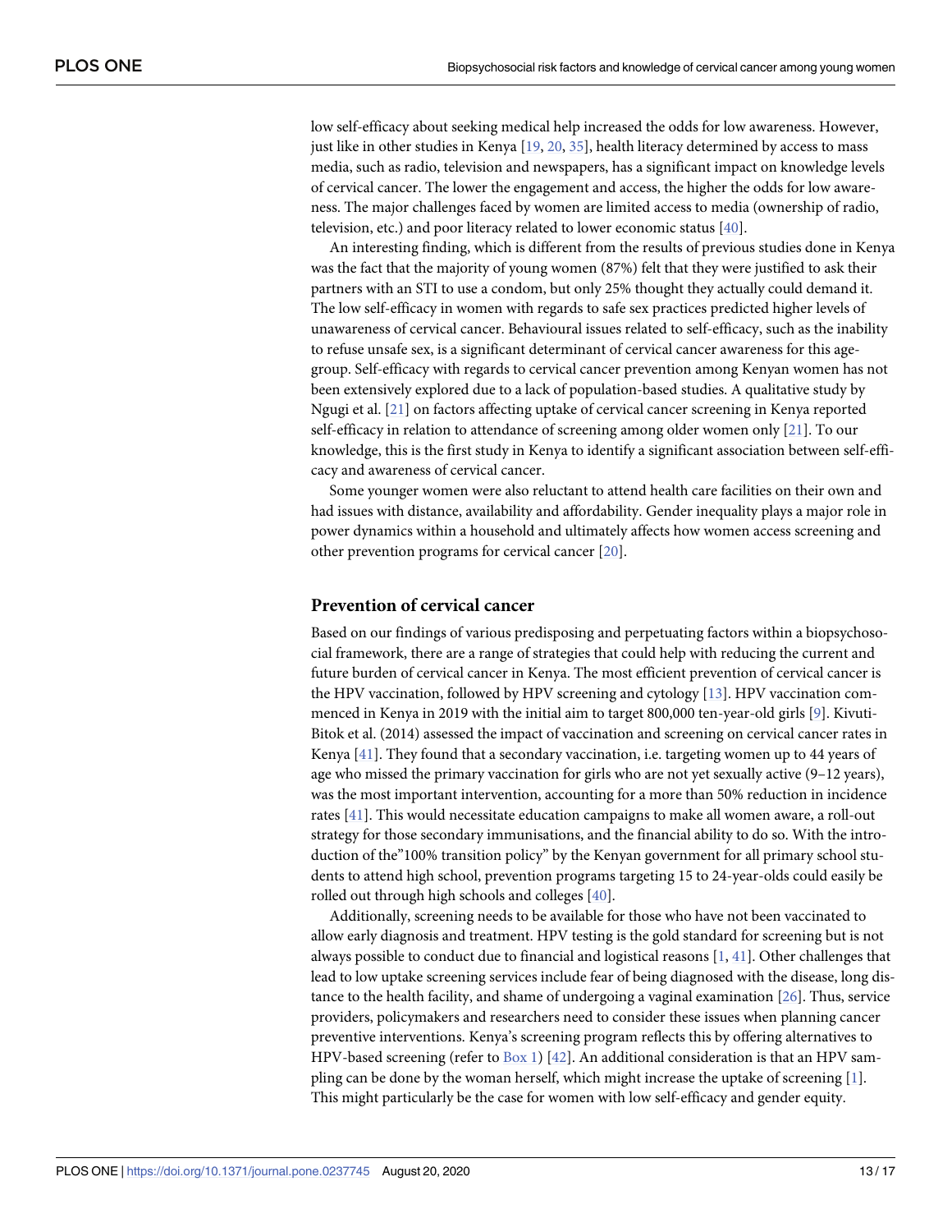low self-efficacy about seeking medical help increased the odds for low awareness. However, just like in other studies in Kenya [19, 20, 35], health literacy determined by access to mass media, such as radio, television and newspapers, has a significant impact on knowledge levels of cervical cancer. The lower the engagement and access, the higher the odds for low awareness. The major challenges faced by women are limited access to media (ownership of radio, television, etc.) and poor literacy related to lower economic status [40].

An interesting finding, which is different from the results of previous studies done in Kenya was the fact that the majority of young women (87%) felt that they were justified to ask their partners with an STI to use a condom, but only 25% thought they actually could demand it. The low self-efficacy in women with regards to safe sex practices predicted higher levels of unawareness of cervical cancer. Behavioural issues related to self-efficacy, such as the inability to refuse unsafe sex, is a significant determinant of cervical cancer awareness for this age-group. Self-efficacy with regards to cervical cancer prevention among Kenyan women has not been extensively explored due to a lack of population-based studies. A qualitative study by Ngugi et al. [21] on factors affecting uptake of cervical cancer screening in Kenya reported self-efficacy in relation to attendance of screening among older women only [21]. To our knowledge, this is the first study in Kenya to identify a significant association between self-efficacy and awareness of cervical cancer.

Some younger women were also reluctant to attend health care facilities on their own and had issues with distance, availability and affordability. Gender inequality plays a major role in power dynamics within a household and ultimately affects how women access screening and other prevention programs for cervical cancer [20].

## Prevention of cervical cancer

Based on our findings of various predisposing and perpetuating factors within a biopsychosocial framework, there are a range of strategies that could help with reducing the current and future burden of cervical cancer in Kenya. The most efficient prevention of cervical cancer is the HPV vaccination, followed by HPV screening and cytology [13]. HPV vaccination commenced in Kenya in 2019 with the initial aim to target 800,000 ten-year-old girls [9]. Kivuti-Bitok et al. (2014) assessed the impact of vaccination and screening on cervical cancer rates in Kenya [41]. They found that a secondary vaccination, i.e. targeting women up to 44 years of age who missed the primary vaccination for girls who are not yet sexually active (9–12 years), was the most important intervention, accounting for a more than 50% reduction in incidence rates [41]. This would necessitate education campaigns to make all women aware, a roll-out strategy for those secondary immunisations, and the financial ability to do so. With the introduction of the"100% transition policy" by the Kenyan government for all primary school students to attend high school, prevention programs targeting 15 to 24-year-olds could easily be rolled out through high schools and colleges [40].

Additionally, screening needs to be available for those who have not been vaccinated to allow early diagnosis and treatment. HPV testing is the gold standard for screening but is not always possible to conduct due to financial and logistical reasons [1, 41]. Other challenges that lead to low uptake screening services include fear of being diagnosed with the disease, long distance to the health facility, and shame of undergoing a vaginal examination [26]. Thus, service providers, policymakers and researchers need to consider these issues when planning cancer preventive interventions. Kenya's screening program reflects this by offering alternatives to HPV-based screening (refer to Box 1) [42]. An additional consideration is that an HPV sampling can be done by the woman herself, which might increase the uptake of screening [1]. This might particularly be the case for women with low self-efficacy and gender equity.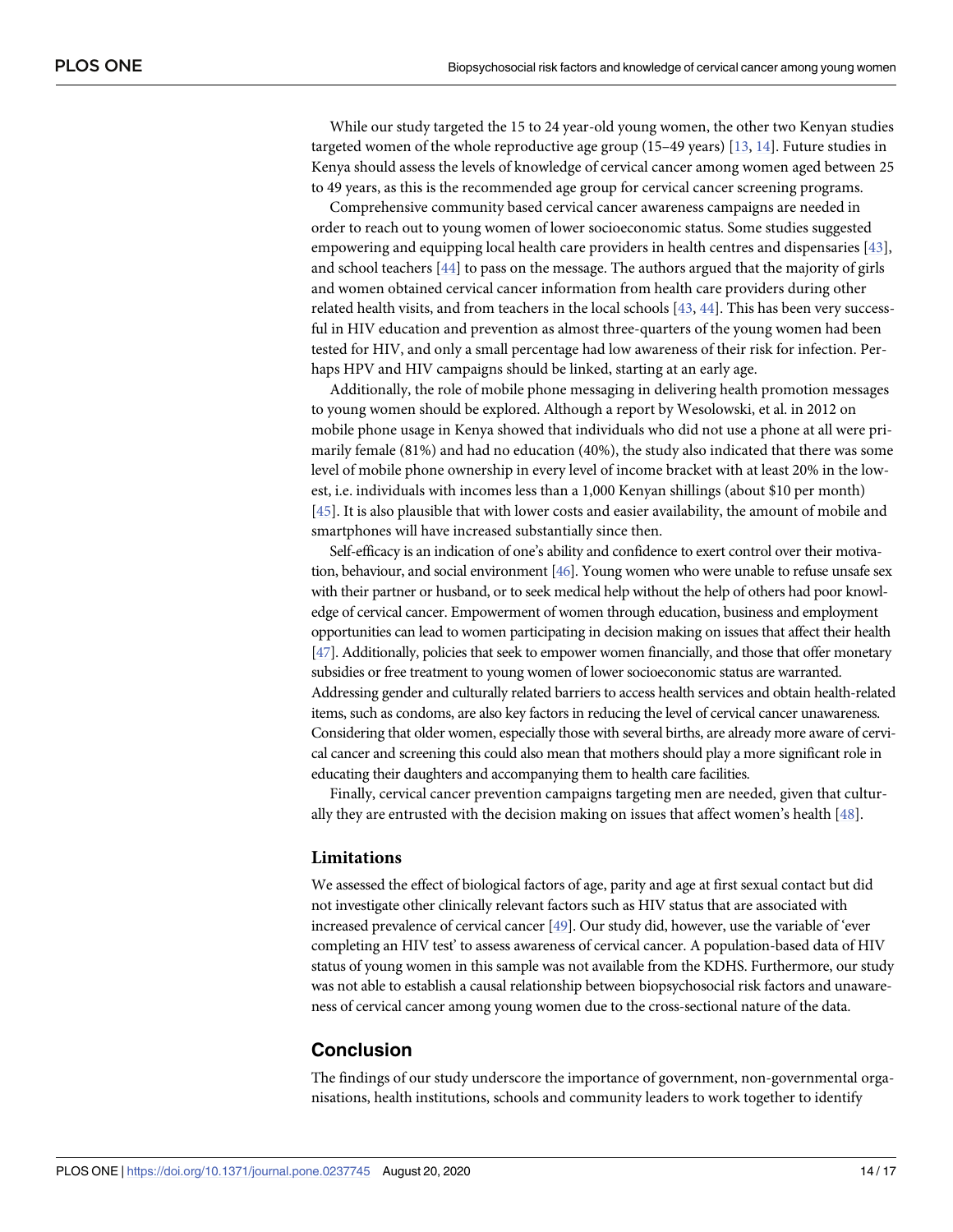While our study targeted the 15 to 24 year-old young women, the other two Kenyan studies targeted women of the whole reproductive age group (15–49 years) [13, 14]. Future studies in Kenya should assess the levels of knowledge of cervical cancer among women aged between 25 to 49 years, as this is the recommended age group for cervical cancer screening programs.

Comprehensive community based cervical cancer awareness campaigns are needed in order to reach out to young women of lower socioeconomic status. Some studies suggested empowering and equipping local health care providers in health centres and dispensaries [43], and school teachers [44] to pass on the message. The authors argued that the majority of girls and women obtained cervical cancer information from health care providers during other related health visits, and from teachers in the local schools [43, 44]. This has been very successful in HIV education and prevention as almost three-quarters of the young women had been tested for HIV, and only a small percentage had low awareness of their risk for infection. Perhaps HPV and HIV campaigns should be linked, starting at an early age.

Additionally, the role of mobile phone messaging in delivering health promotion messages to young women should be explored. Although a report by Wesolowski, et al. in 2012 on mobile phone usage in Kenya showed that individuals who did not use a phone at all were primarily female (81%) and had no education (40%), the study also indicated that there was some level of mobile phone ownership in every level of income bracket with at least 20% in the lowest, i.e. individuals with incomes less than a 1,000 Kenyan shillings (about $10 per month) [45]. It is also plausible that with lower costs and easier availability, the amount of mobile and smartphones will have increased substantially since then.

Self-efficacy is an indication of one's ability and confidence to exert control over their motivation, behaviour, and social environment [46]. Young women who were unable to refuse unsafe sex with their partner or husband, or to seek medical help without the help of others had poor knowledge of cervical cancer. Empowerment of women through education, business and employment opportunities can lead to women participating in decision making on issues that affect their health [47]. Additionally, policies that seek to empower women financially, and those that offer monetary subsidies or free treatment to young women of lower socioeconomic status are warranted. Addressing gender and culturally related barriers to access health services and obtain health-related items, such as condoms, are also key factors in reducing the level of cervical cancer unawareness. Considering that older women, especially those with several births, are already more aware of cervical cancer and screening this could also mean that mothers should play a more significant role in educating their daughters and accompanying them to health care facilities.

Finally, cervical cancer prevention campaigns targeting men are needed, given that culturally they are entrusted with the decision making on issues that affect women's health [48].

### Limitations

We assessed the effect of biological factors of age, parity and age at first sexual contact but did not investigate other clinically relevant factors such as HIV status that are associated with increased prevalence of cervical cancer [49]. Our study did, however, use the variable of 'ever completing an HIV test' to assess awareness of cervical cancer. A population-based data of HIV status of young women in this sample was not available from the KDHS. Furthermore, our study was not able to establish a causal relationship between biopsychosocial risk factors and unawareness of cervical cancer among young women due to the cross-sectional nature of the data.

## Conclusion

The findings of our study underscore the importance of government, non-governmental organisations, health institutions, schools and community leaders to work together to identify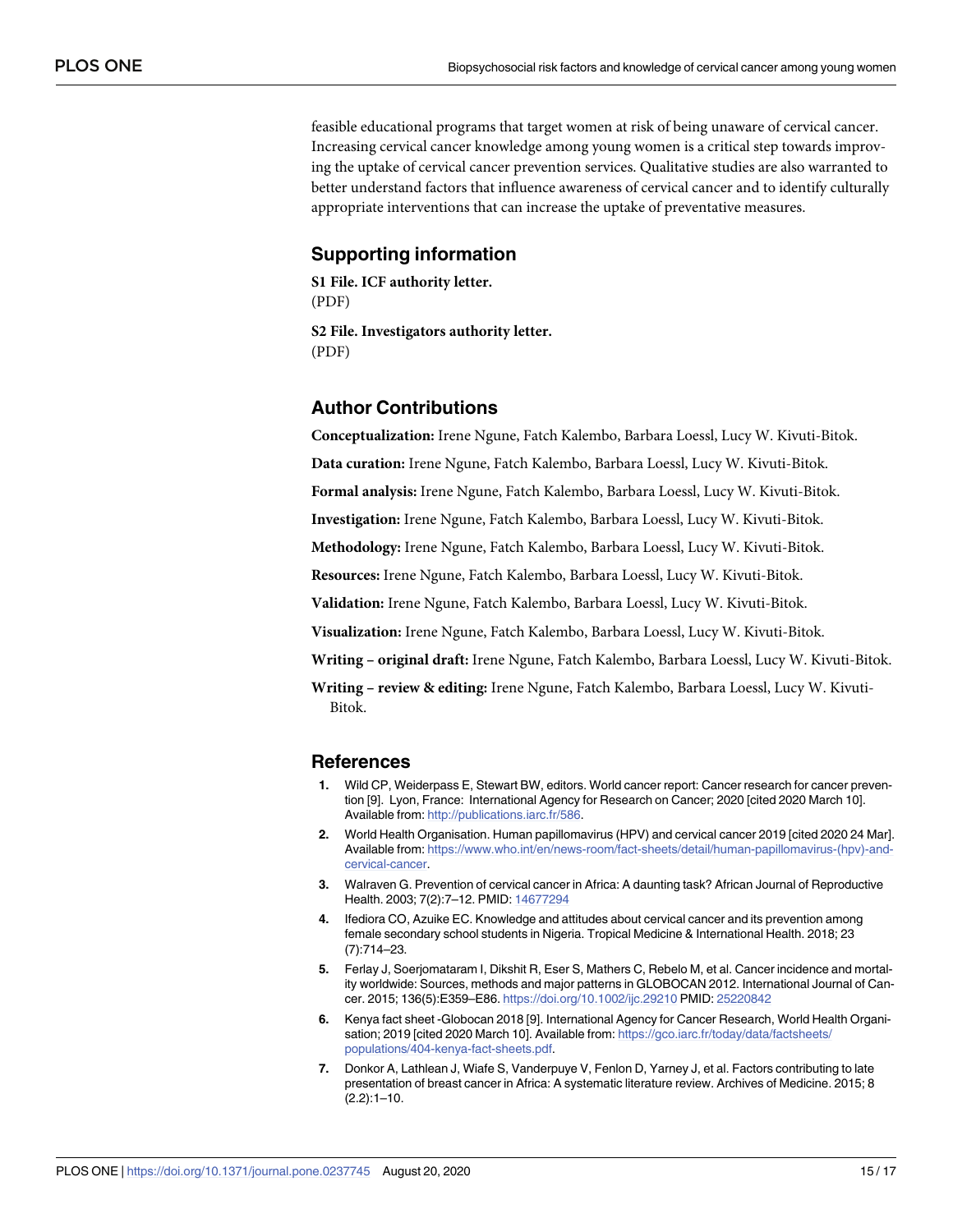feasible educational programs that target women at risk of being unaware of cervical cancer. Increasing cervical cancer knowledge among young women is a critical step towards improving the uptake of cervical cancer prevention services. Qualitative studies are also warranted to better understand factors that influence awareness of cervical cancer and to identify culturally appropriate interventions that can increase the uptake of preventative measures.

## Supporting information

**S1 File. ICF authority letter.**
(PDF)

**S2 File. Investigators authority letter.**
(PDF)

## Author Contributions

**Conceptualization:** Irene Ngune, Fatch Kalembo, Barbara Loessl, Lucy W. Kivuti-Bitok.

**Data curation:** Irene Ngune, Fatch Kalembo, Barbara Loessl, Lucy W. Kivuti-Bitok.

**Formal analysis:** Irene Ngune, Fatch Kalembo, Barbara Loessl, Lucy W. Kivuti-Bitok.

**Investigation:** Irene Ngune, Fatch Kalembo, Barbara Loessl, Lucy W. Kivuti-Bitok.

**Methodology:** Irene Ngune, Fatch Kalembo, Barbara Loessl, Lucy W. Kivuti-Bitok.

**Resources:** Irene Ngune, Fatch Kalembo, Barbara Loessl, Lucy W. Kivuti-Bitok.

**Validation:** Irene Ngune, Fatch Kalembo, Barbara Loessl, Lucy W. Kivuti-Bitok.

**Visualization:** Irene Ngune, Fatch Kalembo, Barbara Loessl, Lucy W. Kivuti-Bitok.

**Writing – original draft:** Irene Ngune, Fatch Kalembo, Barbara Loessl, Lucy W. Kivuti-Bitok.

**Writing – review & editing:** Irene Ngune, Fatch Kalembo, Barbara Loessl, Lucy W. Kivuti-Bitok.

## References

1. Wild CP, Weiderpass E, Stewart BW, editors. World cancer report: Cancer research for cancer prevention [9]. Lyon, France: International Agency for Research on Cancer; 2020 [cited 2020 March 10]. Available from: http://publications.iarc.fr/586.
2. World Health Organisation. Human papillomavirus (HPV) and cervical cancer 2019 [cited 2020 24 Mar]. Available from: https://www.who.int/en/news-room/fact-sheets/detail/human-papillomavirus-(hpv)-and-cervical-cancer.
3. Walraven G. Prevention of cervical cancer in Africa: A daunting task? African Journal of Reproductive Health. 2003; 7(2):7–12. PMID: 14677294
4. Ifediora CO, Azuike EC. Knowledge and attitudes about cervical cancer and its prevention among female secondary school students in Nigeria. Tropical Medicine & International Health. 2018; 23 (7):714–23.
5. Ferlay J, Soerjomataram I, Dikshit R, Eser S, Mathers C, Rebelo M, et al. Cancer incidence and mortality worldwide: Sources, methods and major patterns in GLOBOCAN 2012. International Journal of Cancer. 2015; 136(5):E359–E86. https://doi.org/10.1002/ijc.29210 PMID: 25220842
6. Kenya fact sheet -Globocan 2018 [9]. International Agency for Cancer Research, World Health Organisation; 2019 [cited 2020 March 10]. Available from: https://gco.iarc.fr/today/data/factsheets/populations/404-kenya-fact-sheets.pdf.
7. Donkor A, Lathlean J, Wiafe S, Vanderpuye V, Fenlon D, Yarney J, et al. Factors contributing to late presentation of breast cancer in Africa: A systematic literature review. Archives of Medicine. 2015; 8 (2.2):1–10.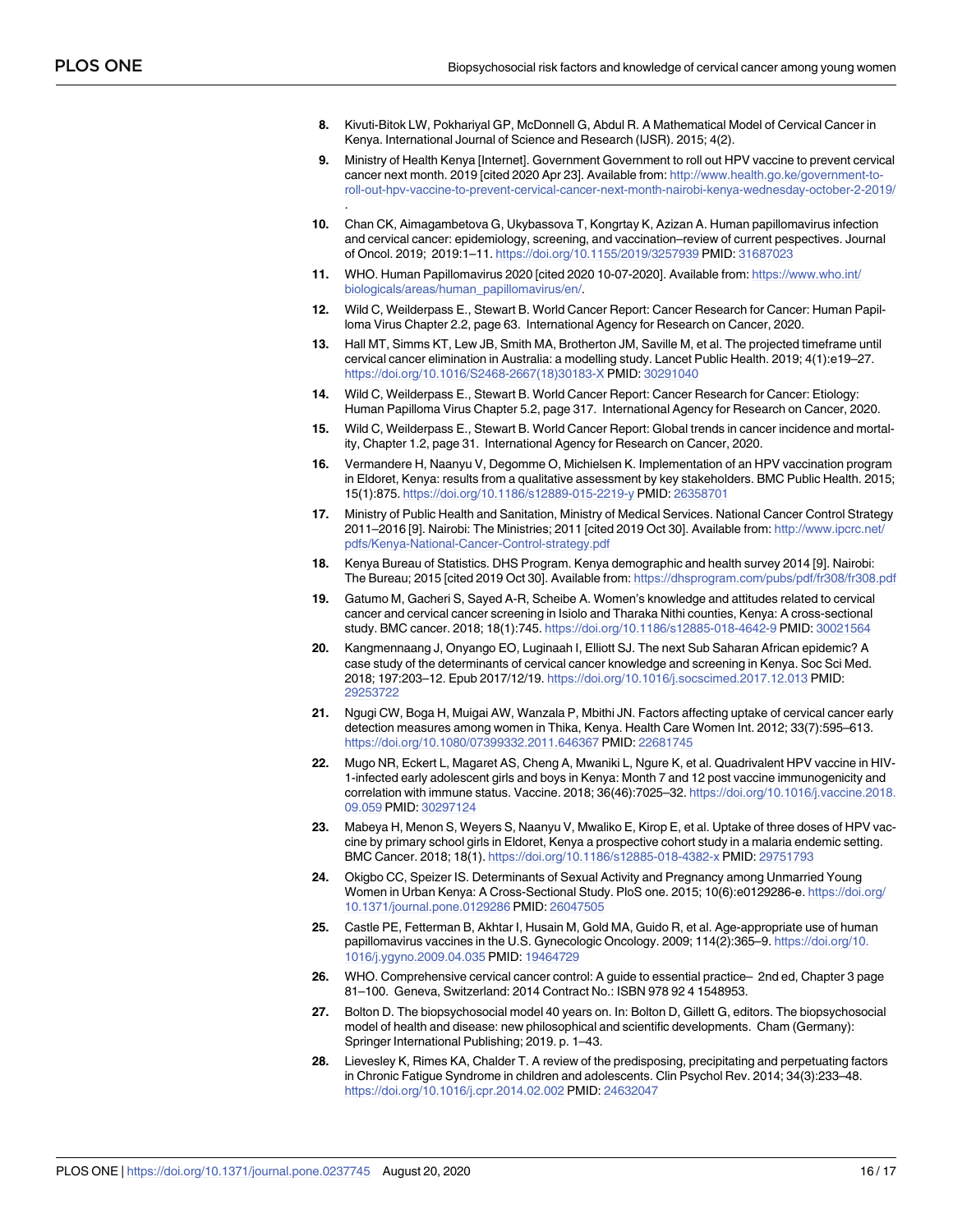8. Kivuti-Bitok LW, Pokhariyal GP, McDonnell G, Abdul R. A Mathematical Model of Cervical Cancer in Kenya. International Journal of Science and Research (IJSR). 2015; 4(2).
9. Ministry of Health Kenya [Internet]. Government Government to roll out HPV vaccine to prevent cervical cancer next month. 2019 [cited 2020 Apr 23]. Available from: http://www.health.go.ke/government-to-roll-out-hpv-vaccine-to-prevent-cervical-cancer-next-month-nairobi-kenya-wednesday-october-2-2019/.
10. Chan CK, Aimagambetova G, Ukybassova T, Kongrtay K, Azizan A. Human papillomavirus infection and cervical cancer: epidemiology, screening, and vaccination–review of current pespectives. Journal of Oncol. 2019; 2019:1–11. https://doi.org/10.1155/2019/3257939 PMID: 31687023
11. WHO. Human Papillomavirus 2020 [cited 2020 10-07-2020]. Available from: https://www.who.int/biologicals/areas/human_papillomavirus/en/.
12. Wild C, Weilderpass E., Stewart B. World Cancer Report: Cancer Research for Cancer: Human Papilloma Virus Chapter 2.2, page 63. International Agency for Research on Cancer, 2020.
13. Hall MT, Simms KT, Lew JB, Smith MA, Brotherton JM, Saville M, et al. The projected timeframe until cervical cancer elimination in Australia: a modelling study. Lancet Public Health. 2019; 4(1):e19–27. https://doi.org/10.1016/S2468-2667(18)30183-X PMID: 30291040
14. Wild C, Weilderpass E., Stewart B. World Cancer Report: Cancer Research for Cancer: Etiology: Human Papilloma Virus Chapter 5.2, page 317. International Agency for Research on Cancer, 2020.
15. Wild C, Weilderpass E., Stewart B. World Cancer Report: Global trends in cancer incidence and mortality, Chapter 1.2, page 31. International Agency for Research on Cancer, 2020.
16. Vermandere H, Naanyu V, Degomme O, Michielsen K. Implementation of an HPV vaccination program in Eldoret, Kenya: results from a qualitative assessment by key stakeholders. BMC Public Health. 2015; 15(1):875. https://doi.org/10.1186/s12889-015-2219-y PMID: 26358701
17. Ministry of Public Health and Sanitation, Ministry of Medical Services. National Cancer Control Strategy 2011–2016 [9]. Nairobi: The Ministries; 2011 [cited 2019 Oct 30]. Available from: http://www.ipcrc.net/pdfs/Kenya-National-Cancer-Control-strategy.pdf
18. Kenya Bureau of Statistics. DHS Program. Kenya demographic and health survey 2014 [9]. Nairobi: The Bureau; 2015 [cited 2019 Oct 30]. Available from: https://dhsprogram.com/pubs/pdf/fr308/fr308.pdf
19. Gatumo M, Gacheri S, Sayed A-R, Scheibe A. Women's knowledge and attitudes related to cervical cancer and cervical cancer screening in Isiolo and Tharaka Nithi counties, Kenya: A cross-sectional study. BMC cancer. 2018; 18(1):745. https://doi.org/10.1186/s12885-018-4642-9 PMID: 30021564
20. Kangmennaang J, Onyango EO, Luginaah I, Elliott SJ. The next Sub Saharan African epidemic? A case study of the determinants of cervical cancer knowledge and screening in Kenya. Soc Sci Med. 2018; 197:203–12. Epub 2017/12/19. https://doi.org/10.1016/j.socscimed.2017.12.013 PMID: 29253722
21. Ngugi CW, Boga H, Muigai AW, Wanzala P, Mbithi JN. Factors affecting uptake of cervical cancer early detection measures among women in Thika, Kenya. Health Care Women Int. 2012; 33(7):595–613. https://doi.org/10.1080/07399332.2011.646367 PMID: 22681745
22. Mugo NR, Eckert L, Magaret AS, Cheng A, Mwaniki L, Ngure K, et al. Quadrivalent HPV vaccine in HIV-1-infected early adolescent girls and boys in Kenya: Month 7 and 12 post vaccine immunogenicity and correlation with immune status. Vaccine. 2018; 36(46):7025–32. https://doi.org/10.1016/j.vaccine.2018.09.059 PMID: 30297124
23. Mabeya H, Menon S, Weyers S, Naanyu V, Mwaliko E, Kirop E, et al. Uptake of three doses of HPV vaccine by primary school girls in Eldoret, Kenya a prospective cohort study in a malaria endemic setting. BMC Cancer. 2018; 18(1). https://doi.org/10.1186/s12885-018-4382-x PMID: 29751793
24. Okigbo CC, Speizer IS. Determinants of Sexual Activity and Pregnancy among Unmarried Young Women in Urban Kenya: A Cross-Sectional Study. PloS one. 2015; 10(6):e0129286-e. https://doi.org/10.1371/journal.pone.0129286 PMID: 26047505
25. Castle PE, Fetterman B, Akhtar I, Husain M, Gold MA, Guido R, et al. Age-appropriate use of human papillomavirus vaccines in the U.S. Gynecologic Oncology. 2009; 114(2):365–9. https://doi.org/10.1016/j.ygyno.2009.04.035 PMID: 19464729
26. WHO. Comprehensive cervical cancer control: A guide to essential practice– 2nd ed, Chapter 3 page 81–100. Geneva, Switzerland: 2014 Contract No.: ISBN 978 92 4 1548953.
27. Bolton D. The biopsychosocial model 40 years on. In: Bolton D, Gillett G, editors. The biopsychosocial model of health and disease: new philosophical and scientific developments. Cham (Germany): Springer International Publishing; 2019. p. 1–43.
28. Lievesley K, Rimes KA, Chalder T. A review of the predisposing, precipitating and perpetuating factors in Chronic Fatigue Syndrome in children and adolescents. Clin Psychol Rev. 2014; 34(3):233–48. https://doi.org/10.1016/j.cpr.2014.02.002 PMID: 24632047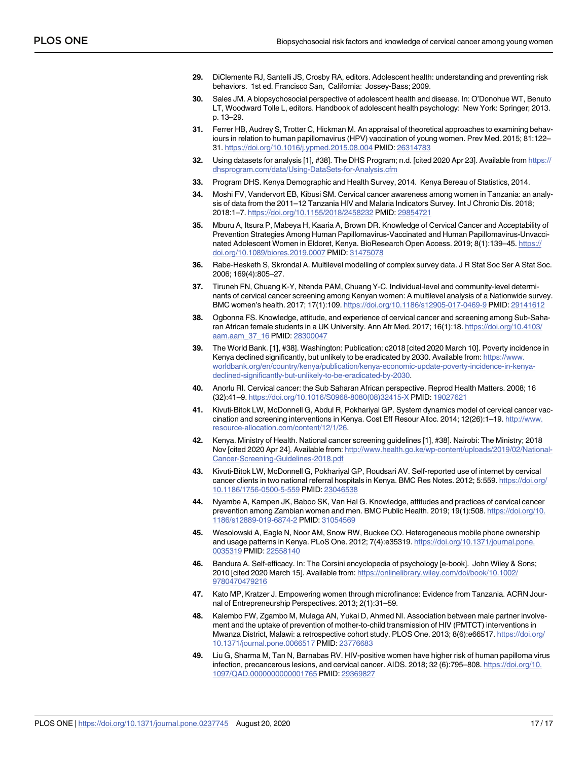29. DiClemente RJ, Santelli JS, Crosby RA, editors. Adolescent health: understanding and preventing risk behaviors. 1st ed. Francisco San, California: Jossey-Bass; 2009.
30. Sales JM. A biopsychosocial perspective of adolescent health and disease. In: O'Donohue WT, Benuto LT, Woodward Tolle L, editors. Handbook of adolescent health psychology: New York: Springer; 2013. p. 13–29.
31. Ferrer HB, Audrey S, Trotter C, Hickman M. An appraisal of theoretical approaches to examining behaviours in relation to human papillomavirus (HPV) vaccination of young women. Prev Med. 2015; 81:122–31. https://doi.org/10.1016/j.ypmed.2015.08.004 PMID: 26314783
32. Using datasets for analysis [1], #38]. The DHS Program; n.d. [cited 2020 Apr 23]. Available from https://dhsprogram.com/data/Using-DataSets-for-Analysis.cfm
33. Program DHS. Kenya Demographic and Health Survey, 2014. Kenya Bereau of Statistics, 2014.
34. Moshi FV, Vandervort EB, Kibusi SM. Cervical cancer awareness among women in Tanzania: an analysis of data from the 2011–12 Tanzania HIV and Malaria Indicators Survey. Int J Chronic Dis. 2018; 2018:1–7. https://doi.org/10.1155/2018/2458232 PMID: 29854721
35. Mburu A, Itsura P, Mabeya H, Kaaria A, Brown DR. Knowledge of Cervical Cancer and Acceptability of Prevention Strategies Among Human Papillomavirus-Vaccinated and Human Papillomavirus-Unvaccinated Adolescent Women in Eldoret, Kenya. BioResearch Open Access. 2019; 8(1):139–45. https://doi.org/10.1089/biores.2019.0007 PMID: 31475078
36. Rabe-Hesketh S, Skrondal A. Multilevel modelling of complex survey data. J R Stat Soc Ser A Stat Soc. 2006; 169(4):805–27.
37. Tiruneh FN, Chuang K-Y, Ntenda PAM, Chuang Y-C. Individual-level and community-level determinants of cervical cancer screening among Kenyan women: A multilevel analysis of a Nationwide survey. BMC women's health. 2017; 17(1):109. https://doi.org/10.1186/s12905-017-0469-9 PMID: 29141612
38. Ogbonna FS. Knowledge, attitude, and experience of cervical cancer and screening among Sub-Saharan African female students in a UK University. Ann Afr Med. 2017; 16(1):18. https://doi.org/10.4103/aam.aam_37_16 PMID: 28300047
39. The World Bank. [1], #38]. Washington: Publication; c2018 [cited 2020 March 10]. Poverty incidence in Kenya declined significantly, but unlikely to be eradicated by 2030. Available from: https://www.worldbank.org/en/country/kenya/publication/kenya-economic-update-poverty-incidence-in-kenya-declined-significantly-but-unlikely-to-be-eradicated-by-2030.
40. Anorlu RI. Cervical cancer: the Sub Saharan African perspective. Reprod Health Matters. 2008; 16 (32):41–9. https://doi.org/10.1016/S0968-8080(08)32415-X PMID: 19027621
41. Kivuti-Bitok LW, McDonnell G, Abdul R, Pokhariyal GP. System dynamics model of cervical cancer vaccination and screening interventions in Kenya. Cost Eff Resour Alloc. 2014; 12(26):1–19. http://www.resource-allocation.com/content/12/1/26.
42. Kenya. Ministry of Health. National cancer screening guidelines [1], #38]. Nairobi: The Ministry; 2018 Nov [cited 2020 Apr 24]. Available from: http://www.health.go.ke/wp-content/uploads/2019/02/National-Cancer-Screening-Guidelines-2018.pdf
43. Kivuti-Bitok LW, McDonnell G, Pokhariyal GP, Roudsari AV. Self-reported use of internet by cervical cancer clients in two national referral hospitals in Kenya. BMC Res Notes. 2012; 5:559. https://doi.org/10.1186/1756-0500-5-559 PMID: 23046538
44. Nyambe A, Kampen JK, Baboo SK, Van Hal G. Knowledge, attitudes and practices of cervical cancer prevention among Zambian women and men. BMC Public Health. 2019; 19(1):508. https://doi.org/10.1186/s12889-019-6874-2 PMID: 31054569
45. Wesolowski A, Eagle N, Noor AM, Snow RW, Buckee CO. Heterogeneous mobile phone ownership and usage patterns in Kenya. PLoS One. 2012; 7(4):e35319. https://doi.org/10.1371/journal.pone.0035319 PMID: 22558140
46. Bandura A. Self-efficacy. In: The Corsini encyclopedia of psychology [e-book]. John Wiley & Sons; 2010 [cited 2020 March 15]. Available from: https://onlinelibrary.wiley.com/doi/book/10.1002/9780470479216
47. Kato MP, Kratzer J. Empowering women through microfinance: Evidence from Tanzania. ACRN Journal of Entrepreneurship Perspectives. 2013; 2(1):31–59.
48. Kalembo FW, Zgambo M, Mulaga AN, Yukai D, Ahmed NI. Association between male partner involvement and the uptake of prevention of mother-to-child transmission of HIV (PMTCT) interventions in Mwanza District, Malawi: a retrospective cohort study. PLOS One. 2013; 8(6):e66517. https://doi.org/10.1371/journal.pone.0066517 PMID: 23776683
49. Liu G, Sharma M, Tan N, Barnabas RV. HIV-positive women have higher risk of human papilloma virus infection, precancerous lesions, and cervical cancer. AIDS. 2018; 32 (6):795–808. https://doi.org/10.1097/QAD.0000000000001765 PMID: 29369827